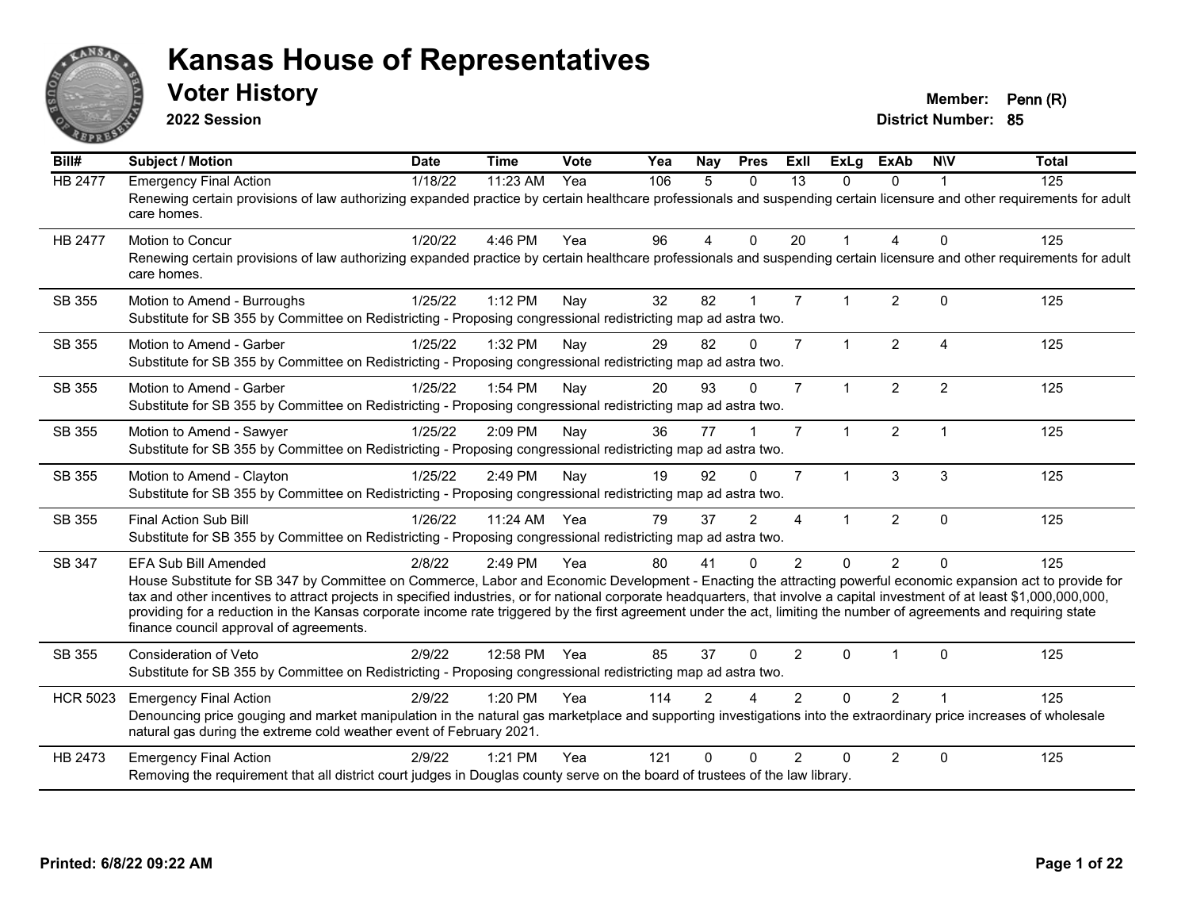# Kansas House of Representatives

## Voter History

**2022 Session**

**Member:** Penn (R)
**District Number:** 85

| Bill# | Subject / Motion | Date | Time | Vote | Yea | Nay | Pres | ExII | ExLg | ExAb | N\V | Total |
|---|---|---|---|---|---|---|---|---|---|---|---|---|
| HB 2477 | Emergency Final Action | 1/18/22 | 11:23 AM | Yea | 106 | 5 | 0 | 13 | 0 | 0 | 1 | 125 |
| | Renewing certain provisions of law authorizing expanded practice by certain healthcare professionals and suspending certain licensure and other requirements for adult care homes. | | | | | | | | | | | |
| HB 2477 | Motion to Concur | 1/20/22 | 4:46 PM | Yea | 96 | 4 | 0 | 20 | 1 | 4 | 0 | 125 |
| | Renewing certain provisions of law authorizing expanded practice by certain healthcare professionals and suspending certain licensure and other requirements for adult care homes. | | | | | | | | | | | |
| SB 355 | Motion to Amend - Burroughs | 1/25/22 | 1:12 PM | Nay | 32 | 82 | 1 | 7 | 1 | 2 | 0 | 125 |
| | Substitute for SB 355 by Committee on Redistricting - Proposing congressional redistricting map ad astra two. | | | | | | | | | | | |
| SB 355 | Motion to Amend - Garber | 1/25/22 | 1:32 PM | Nay | 29 | 82 | 0 | 7 | 1 | 2 | 4 | 125 |
| | Substitute for SB 355 by Committee on Redistricting - Proposing congressional redistricting map ad astra two. | | | | | | | | | | | |
| SB 355 | Motion to Amend - Garber | 1/25/22 | 1:54 PM | Nay | 20 | 93 | 0 | 7 | 1 | 2 | 2 | 125 |
| | Substitute for SB 355 by Committee on Redistricting - Proposing congressional redistricting map ad astra two. | | | | | | | | | | | |
| SB 355 | Motion to Amend - Sawyer | 1/25/22 | 2:09 PM | Nay | 36 | 77 | 1 | 7 | 1 | 2 | 1 | 125 |
| | Substitute for SB 355 by Committee on Redistricting - Proposing congressional redistricting map ad astra two. | | | | | | | | | | | |
| SB 355 | Motion to Amend - Clayton | 1/25/22 | 2:49 PM | Nay | 19 | 92 | 0 | 7 | 1 | 3 | 3 | 125 |
| | Substitute for SB 355 by Committee on Redistricting - Proposing congressional redistricting map ad astra two. | | | | | | | | | | | |
| SB 355 | Final Action Sub Bill | 1/26/22 | 11:24 AM | Yea | 79 | 37 | 2 | 4 | 1 | 2 | 0 | 125 |
| | Substitute for SB 355 by Committee on Redistricting - Proposing congressional redistricting map ad astra two. | | | | | | | | | | | |
| SB 347 | EFA Sub Bill Amended | 2/8/22 | 2:49 PM | Yea | 80 | 41 | 0 | 2 | 0 | 2 | 0 | 125 |
| | House Substitute for SB 347 by Committee on Commerce, Labor and Economic Development - Enacting the attracting powerful economic expansion act to provide for tax and other incentives to attract projects in specified industries, or for national corporate headquarters, that involve a capital investment of at least $1,000,000,000, providing for a reduction in the Kansas corporate income rate triggered by the first agreement under the act, limiting the number of agreements and requiring state finance council approval of agreements. | | | | | | | | | | | |
| SB 355 | Consideration of Veto | 2/9/22 | 12:58 PM | Yea | 85 | 37 | 0 | 2 | 0 | 1 | 0 | 125 |
| | Substitute for SB 355 by Committee on Redistricting - Proposing congressional redistricting map ad astra two. | | | | | | | | | | | |
| HCR 5023 | Emergency Final Action | 2/9/22 | 1:20 PM | Yea | 114 | 2 | 4 | 2 | 0 | 2 | 1 | 125 |
| | Denouncing price gouging and market manipulation in the natural gas marketplace and supporting investigations into the extraordinary price increases of wholesale natural gas during the extreme cold weather event of February 2021. | | | | | | | | | | | |
| HB 2473 | Emergency Final Action | 2/9/22 | 1:21 PM | Yea | 121 | 0 | 0 | 2 | 0 | 2 | 0 | 125 |
| | Removing the requirement that all district court judges in Douglas county serve on the board of trustees of the law library. | | | | | | | | | | | |

**Printed: 6/8/22 09:22 AM**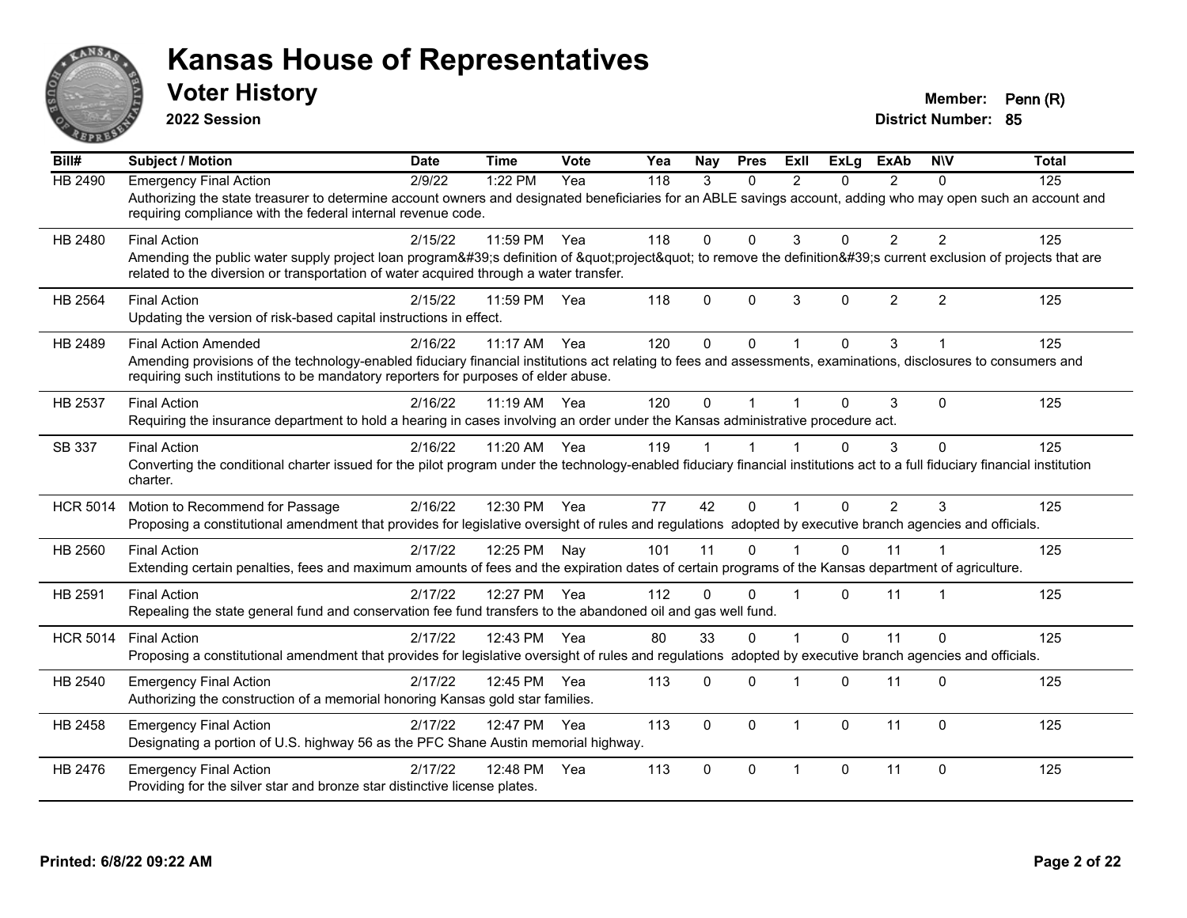# Kansas House of Representatives

## Voter History

**2022 Session**

**Member:** Penn (R)
**District Number:** 85

| Bill# | Subject / Motion | Date | Time | Vote | Yea | Nay | Pres | ExII | ExLg | ExAb | N\V | Total |
|---|---|---|---|---|---|---|---|---|---|---|---|---|
| HB 2490 | Emergency Final Action | 2/9/22 | 1:22 PM | Yea | 118 | 3 | 0 | 2 | 0 | 2 | 0 | 125 |
| | Authorizing the state treasurer to determine account owners and designated beneficiaries for an ABLE savings account, adding who may open such an account and requiring compliance with the federal internal revenue code. | | | | | | | | | | | |
| HB 2480 | Final Action | 2/15/22 | 11:59 PM | Yea | 118 | 0 | 0 | 3 | 0 | 2 | 2 | 125 |
| | Amending the public water supply project loan program&#39;s definition of &quot;project&quot; to remove the definition&#39;s current exclusion of projects that are related to the diversion or transportation of water acquired through a water transfer. | | | | | | | | | | | |
| HB 2564 | Final Action | 2/15/22 | 11:59 PM | Yea | 118 | 0 | 0 | 3 | 0 | 2 | 2 | 125 |
| | Updating the version of risk-based capital instructions in effect. | | | | | | | | | | | |
| HB 2489 | Final Action Amended | 2/16/22 | 11:17 AM | Yea | 120 | 0 | 0 | 1 | 0 | 3 | 1 | 125 |
| | Amending provisions of the technology-enabled fiduciary financial institutions act relating to fees and assessments, examinations, disclosures to consumers and requiring such institutions to be mandatory reporters for purposes of elder abuse. | | | | | | | | | | | |
| HB 2537 | Final Action | 2/16/22 | 11:19 AM | Yea | 120 | 0 | 1 | 1 | 0 | 3 | 0 | 125 |
| | Requiring the insurance department to hold a hearing in cases involving an order under the Kansas administrative procedure act. | | | | | | | | | | | |
| SB 337 | Final Action | 2/16/22 | 11:20 AM | Yea | 119 | 1 | 1 | 1 | 0 | 3 | 0 | 125 |
| | Converting the conditional charter issued for the pilot program under the technology-enabled fiduciary financial institutions act to a full fiduciary financial institution charter. | | | | | | | | | | | |
| HCR 5014 | Motion to Recommend for Passage | 2/16/22 | 12:30 PM | Yea | 77 | 42 | 0 | 1 | 0 | 2 | 3 | 125 |
| | Proposing a constitutional amendment that provides for legislative oversight of rules and regulations adopted by executive branch agencies and officials. | | | | | | | | | | | |
| HB 2560 | Final Action | 2/17/22 | 12:25 PM | Nay | 101 | 11 | 0 | 1 | 0 | 11 | 1 | 125 |
| | Extending certain penalties, fees and maximum amounts of fees and the expiration dates of certain programs of the Kansas department of agriculture. | | | | | | | | | | | |
| HB 2591 | Final Action | 2/17/22 | 12:27 PM | Yea | 112 | 0 | 0 | 1 | 0 | 11 | 1 | 125 |
| | Repealing the state general fund and conservation fee fund transfers to the abandoned oil and gas well fund. | | | | | | | | | | | |
| HCR 5014 | Final Action | 2/17/22 | 12:43 PM | Yea | 80 | 33 | 0 | 1 | 0 | 11 | 0 | 125 |
| | Proposing a constitutional amendment that provides for legislative oversight of rules and regulations adopted by executive branch agencies and officials. | | | | | | | | | | | |
| HB 2540 | Emergency Final Action | 2/17/22 | 12:45 PM | Yea | 113 | 0 | 0 | 1 | 0 | 11 | 0 | 125 |
| | Authorizing the construction of a memorial honoring Kansas gold star families. | | | | | | | | | | | |
| HB 2458 | Emergency Final Action | 2/17/22 | 12:47 PM | Yea | 113 | 0 | 0 | 1 | 0 | 11 | 0 | 125 |
| | Designating a portion of U.S. highway 56 as the PFC Shane Austin memorial highway. | | | | | | | | | | | |
| HB 2476 | Emergency Final Action | 2/17/22 | 12:48 PM | Yea | 113 | 0 | 0 | 1 | 0 | 11 | 0 | 125 |
| | Providing for the silver star and bronze star distinctive license plates. | | | | | | | | | | | |

**Printed: 6/8/22 09:22 AM**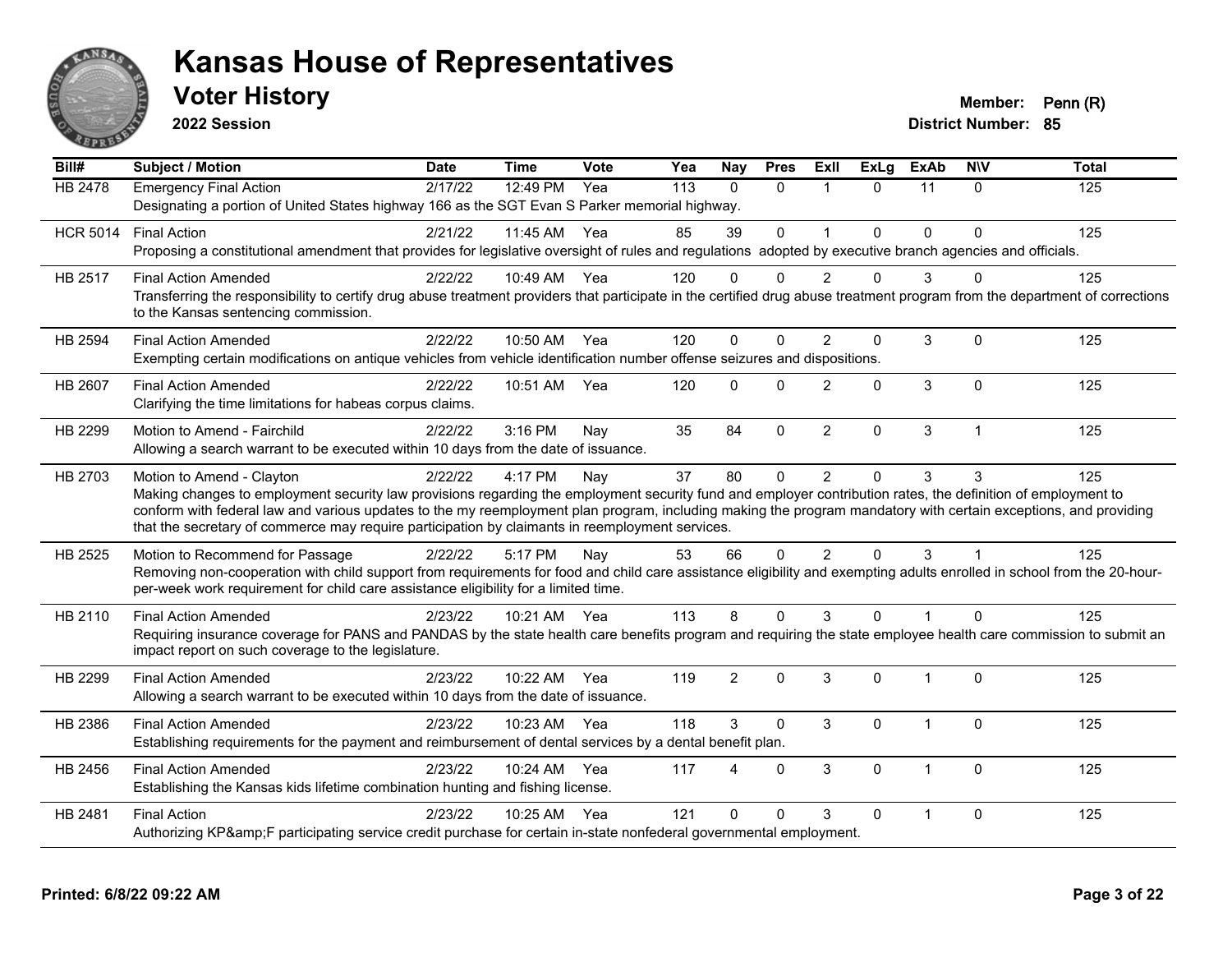# Kansas House of Representatives

## Voter History

**2022 Session**

**Member:** Penn (R)
**District Number:** 85

| Bill# | Subject / Motion | Date | Time | Vote | Yea | Nay | Pres | ExII | ExLg | ExAb | N\V | Total |
|---|---|---|---|---|---|---|---|---|---|---|---|---|
| HB 2478 | Emergency Final Action | 2/17/22 | 12:49 PM | Yea | 113 | 0 | 0 | 1 | 0 | 11 | 0 | 125 |
| | Designating a portion of United States highway 166 as the SGT Evan S Parker memorial highway. | | | | | | | | | | | |
| HCR 5014 | Final Action | 2/21/22 | 11:45 AM | Yea | 85 | 39 | 0 | 1 | 0 | 0 | 0 | 125 |
| | Proposing a constitutional amendment that provides for legislative oversight of rules and regulations adopted by executive branch agencies and officials. | | | | | | | | | | | |
| HB 2517 | Final Action Amended | 2/22/22 | 10:49 AM | Yea | 120 | 0 | 0 | 2 | 0 | 3 | 0 | 125 |
| | Transferring the responsibility to certify drug abuse treatment providers that participate in the certified drug abuse treatment program from the department of corrections to the Kansas sentencing commission. | | | | | | | | | | | |
| HB 2594 | Final Action Amended | 2/22/22 | 10:50 AM | Yea | 120 | 0 | 0 | 2 | 0 | 3 | 0 | 125 |
| | Exempting certain modifications on antique vehicles from vehicle identification number offense seizures and dispositions. | | | | | | | | | | | |
| HB 2607 | Final Action Amended | 2/22/22 | 10:51 AM | Yea | 120 | 0 | 0 | 2 | 0 | 3 | 0 | 125 |
| | Clarifying the time limitations for habeas corpus claims. | | | | | | | | | | | |
| HB 2299 | Motion to Amend - Fairchild | 2/22/22 | 3:16 PM | Nay | 35 | 84 | 0 | 2 | 0 | 3 | 1 | 125 |
| | Allowing a search warrant to be executed within 10 days from the date of issuance. | | | | | | | | | | | |
| HB 2703 | Motion to Amend - Clayton | 2/22/22 | 4:17 PM | Nay | 37 | 80 | 0 | 2 | 0 | 3 | 3 | 125 |
| | Making changes to employment security law provisions regarding the employment security fund and employer contribution rates, the definition of employment to conform with federal law and various updates to the my reemployment plan program, including making the program mandatory with certain exceptions, and providing that the secretary of commerce may require participation by claimants in reemployment services. | | | | | | | | | | | |
| HB 2525 | Motion to Recommend for Passage | 2/22/22 | 5:17 PM | Nay | 53 | 66 | 0 | 2 | 0 | 3 | 1 | 125 |
| | Removing non-cooperation with child support from requirements for food and child care assistance eligibility and exempting adults enrolled in school from the 20-hour-per-week work requirement for child care assistance eligibility for a limited time. | | | | | | | | | | | |
| HB 2110 | Final Action Amended | 2/23/22 | 10:21 AM | Yea | 113 | 8 | 0 | 3 | 0 | 1 | 0 | 125 |
| | Requiring insurance coverage for PANS and PANDAS by the state health care benefits program and requiring the state employee health care commission to submit an impact report on such coverage to the legislature. | | | | | | | | | | | |
| HB 2299 | Final Action Amended | 2/23/22 | 10:22 AM | Yea | 119 | 2 | 0 | 3 | 0 | 1 | 0 | 125 |
| | Allowing a search warrant to be executed within 10 days from the date of issuance. | | | | | | | | | | | |
| HB 2386 | Final Action Amended | 2/23/22 | 10:23 AM | Yea | 118 | 3 | 0 | 3 | 0 | 1 | 0 | 125 |
| | Establishing requirements for the payment and reimbursement of dental services by a dental benefit plan. | | | | | | | | | | | |
| HB 2456 | Final Action Amended | 2/23/22 | 10:24 AM | Yea | 117 | 4 | 0 | 3 | 0 | 1 | 0 | 125 |
| | Establishing the Kansas kids lifetime combination hunting and fishing license. | | | | | | | | | | | |
| HB 2481 | Final Action | 2/23/22 | 10:25 AM | Yea | 121 | 0 | 0 | 3 | 0 | 1 | 0 | 125 |
| | Authorizing KP&amp;F participating service credit purchase for certain in-state nonfederal governmental employment. | | | | | | | | | | | |

**Printed: 6/8/22 09:22 AM**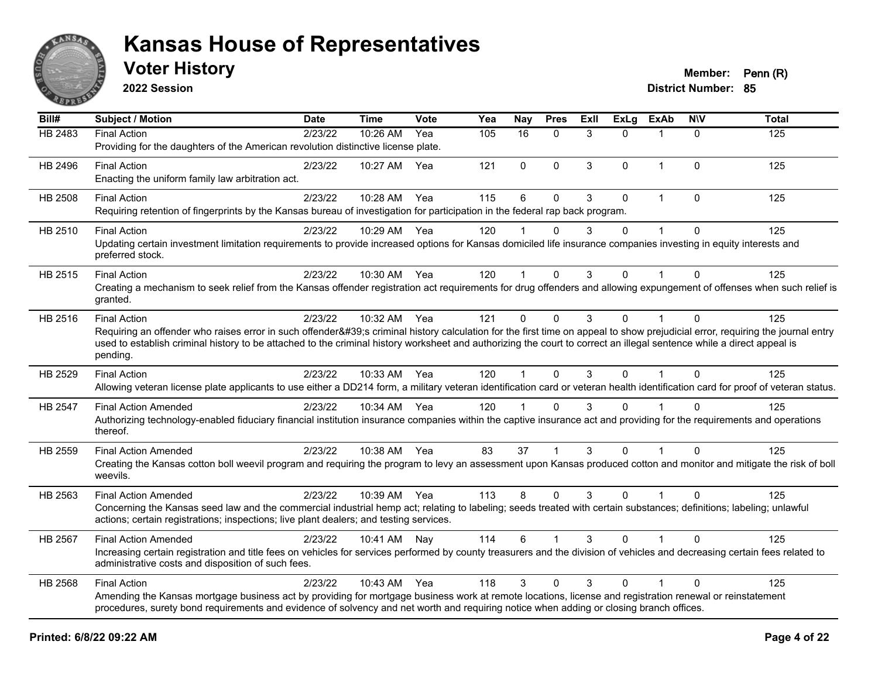# Kansas House of Representatives

## Voter History

**2022 Session**

**Member:** Penn (R)
**District Number:** 85

| Bill# | Subject / Motion | Date | Time | Vote | Yea | Nay | Pres | ExII | ExLg | ExAb | N\V | Total |
|---|---|---|---|---|---|---|---|---|---|---|---|---|
| HB 2483 | Final Action | 2/23/22 | 10:26 AM | Yea | 105 | 16 | 0 | 3 | 0 | 1 | 0 | 125 |
| | Providing for the daughters of the American revolution distinctive license plate. | | | | | | | | | | | |
| HB 2496 | Final Action | 2/23/22 | 10:27 AM | Yea | 121 | 0 | 0 | 3 | 0 | 1 | 0 | 125 |
| | Enacting the uniform family law arbitration act. | | | | | | | | | | | |
| HB 2508 | Final Action | 2/23/22 | 10:28 AM | Yea | 115 | 6 | 0 | 3 | 0 | 1 | 0 | 125 |
| | Requiring retention of fingerprints by the Kansas bureau of investigation for participation in the federal rap back program. | | | | | | | | | | | |
| HB 2510 | Final Action | 2/23/22 | 10:29 AM | Yea | 120 | 1 | 0 | 3 | 0 | 1 | 0 | 125 |
| | Updating certain investment limitation requirements to provide increased options for Kansas domiciled life insurance companies investing in equity interests and preferred stock. | | | | | | | | | | | |
| HB 2515 | Final Action | 2/23/22 | 10:30 AM | Yea | 120 | 1 | 0 | 3 | 0 | 1 | 0 | 125 |
| | Creating a mechanism to seek relief from the Kansas offender registration act requirements for drug offenders and allowing expungement of offenses when such relief is granted. | | | | | | | | | | | |
| HB 2516 | Final Action | 2/23/22 | 10:32 AM | Yea | 121 | 0 | 0 | 3 | 0 | 1 | 0 | 125 |
| | Requiring an offender who raises error in such offender&#39;s criminal history calculation for the first time on appeal to show prejudicial error, requiring the journal entry used to establish criminal history to be attached to the criminal history worksheet and authorizing the court to correct an illegal sentence while a direct appeal is pending. | | | | | | | | | | | |
| HB 2529 | Final Action | 2/23/22 | 10:33 AM | Yea | 120 | 1 | 0 | 3 | 0 | 1 | 0 | 125 |
| | Allowing veteran license plate applicants to use either a DD214 form, a military veteran identification card or veteran health identification card for proof of veteran status. | | | | | | | | | | | |
| HB 2547 | Final Action Amended | 2/23/22 | 10:34 AM | Yea | 120 | 1 | 0 | 3 | 0 | 1 | 0 | 125 |
| | Authorizing technology-enabled fiduciary financial institution insurance companies within the captive insurance act and providing for the requirements and operations thereof. | | | | | | | | | | | |
| HB 2559 | Final Action Amended | 2/23/22 | 10:38 AM | Yea | 83 | 37 | 1 | 3 | 0 | 1 | 0 | 125 |
| | Creating the Kansas cotton boll weevil program and requiring the program to levy an assessment upon Kansas produced cotton and monitor and mitigate the risk of boll weevils. | | | | | | | | | | | |
| HB 2563 | Final Action Amended | 2/23/22 | 10:39 AM | Yea | 113 | 8 | 0 | 3 | 0 | 1 | 0 | 125 |
| | Concerning the Kansas seed law and the commercial industrial hemp act; relating to labeling; seeds treated with certain substances; definitions; labeling; unlawful actions; certain registrations; inspections; live plant dealers; and testing services. | | | | | | | | | | | |
| HB 2567 | Final Action Amended | 2/23/22 | 10:41 AM | Nay | 114 | 6 | 1 | 3 | 0 | 1 | 0 | 125 |
| | Increasing certain registration and title fees on vehicles for services performed by county treasurers and the division of vehicles and decreasing certain fees related to administrative costs and disposition of such fees. | | | | | | | | | | | |
| HB 2568 | Final Action | 2/23/22 | 10:43 AM | Yea | 118 | 3 | 0 | 3 | 0 | 1 | 0 | 125 |
| | Amending the Kansas mortgage business act by providing for mortgage business work at remote locations, license and registration renewal or reinstatement procedures, surety bond requirements and evidence of solvency and net worth and requiring notice when adding or closing branch offices. | | | | | | | | | | | |

**Printed: 6/8/22 09:22 AM**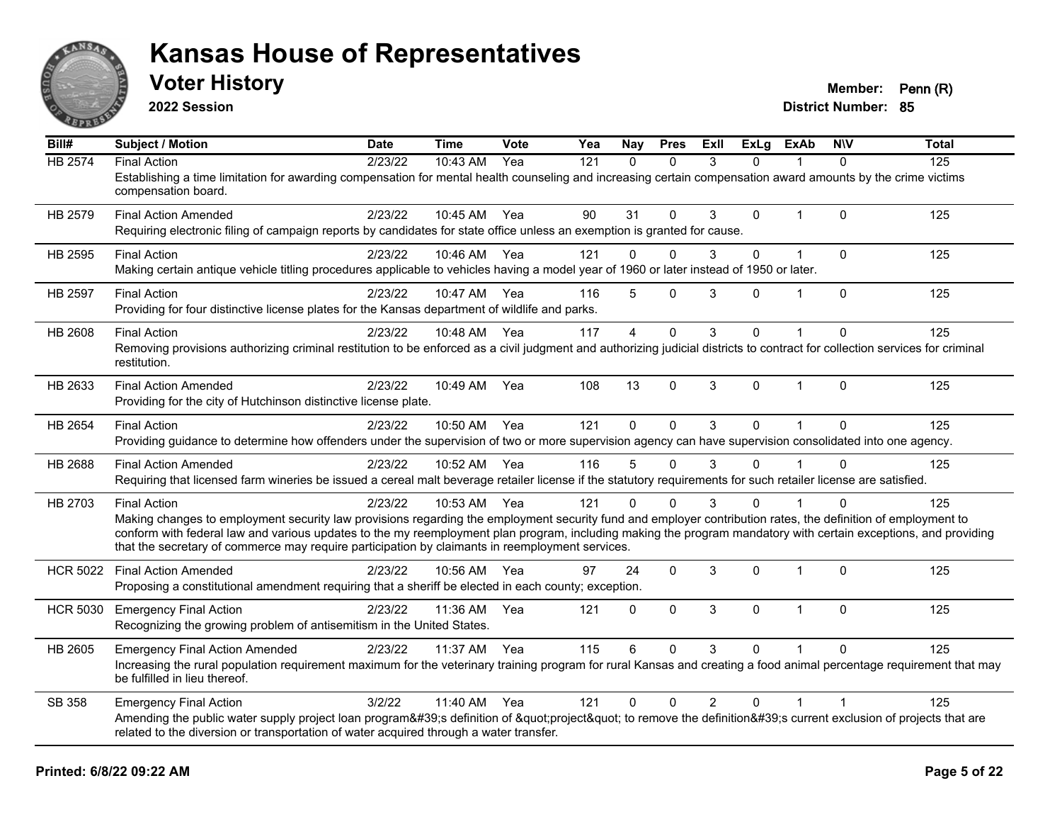# Kansas House of Representatives

## Voter History

**2022 Session**

**Member:** Penn (R)
**District Number:** 85

| Bill# | Subject / Motion | Date | Time | Vote | Yea | Nay | Pres | ExII | ExLg | ExAb | N\V | Total |
|---|---|---|---|---|---|---|---|---|---|---|---|---|
| HB 2574 | Final Action | 2/23/22 | 10:43 AM | Yea | 121 | 0 | 0 | 3 | 0 | 1 | 0 | 125 |
| | Establishing a time limitation for awarding compensation for mental health counseling and increasing certain compensation award amounts by the crime victims compensation board. | | | | | | | | | | | |
| HB 2579 | Final Action Amended | 2/23/22 | 10:45 AM | Yea | 90 | 31 | 0 | 3 | 0 | 1 | 0 | 125 |
| | Requiring electronic filing of campaign reports by candidates for state office unless an exemption is granted for cause. | | | | | | | | | | | |
| HB 2595 | Final Action | 2/23/22 | 10:46 AM | Yea | 121 | 0 | 0 | 3 | 0 | 1 | 0 | 125 |
| | Making certain antique vehicle titling procedures applicable to vehicles having a model year of 1960 or later instead of 1950 or later. | | | | | | | | | | | |
| HB 2597 | Final Action | 2/23/22 | 10:47 AM | Yea | 116 | 5 | 0 | 3 | 0 | 1 | 0 | 125 |
| | Providing for four distinctive license plates for the Kansas department of wildlife and parks. | | | | | | | | | | | |
| HB 2608 | Final Action | 2/23/22 | 10:48 AM | Yea | 117 | 4 | 0 | 3 | 0 | 1 | 0 | 125 |
| | Removing provisions authorizing criminal restitution to be enforced as a civil judgment and authorizing judicial districts to contract for collection services for criminal restitution. | | | | | | | | | | | |
| HB 2633 | Final Action Amended | 2/23/22 | 10:49 AM | Yea | 108 | 13 | 0 | 3 | 0 | 1 | 0 | 125 |
| | Providing for the city of Hutchinson distinctive license plate. | | | | | | | | | | | |
| HB 2654 | Final Action | 2/23/22 | 10:50 AM | Yea | 121 | 0 | 0 | 3 | 0 | 1 | 0 | 125 |
| | Providing guidance to determine how offenders under the supervision of two or more supervision agency can have supervision consolidated into one agency. | | | | | | | | | | | |
| HB 2688 | Final Action Amended | 2/23/22 | 10:52 AM | Yea | 116 | 5 | 0 | 3 | 0 | 1 | 0 | 125 |
| | Requiring that licensed farm wineries be issued a cereal malt beverage retailer license if the statutory requirements for such retailer license are satisfied. | | | | | | | | | | | |
| HB 2703 | Final Action | 2/23/22 | 10:53 AM | Yea | 121 | 0 | 0 | 3 | 0 | 1 | 0 | 125 |
| | Making changes to employment security law provisions regarding the employment security fund and employer contribution rates, the definition of employment to conform with federal law and various updates to the my reemployment plan program, including making the program mandatory with certain exceptions, and providing that the secretary of commerce may require participation by claimants in reemployment services. | | | | | | | | | | | |
| HCR 5022 | Final Action Amended | 2/23/22 | 10:56 AM | Yea | 97 | 24 | 0 | 3 | 0 | 1 | 0 | 125 |
| | Proposing a constitutional amendment requiring that a sheriff be elected in each county; exception. | | | | | | | | | | | |
| HCR 5030 | Emergency Final Action | 2/23/22 | 11:36 AM | Yea | 121 | 0 | 0 | 3 | 0 | 1 | 0 | 125 |
| | Recognizing the growing problem of antisemitism in the United States. | | | | | | | | | | | |
| HB 2605 | Emergency Final Action Amended | 2/23/22 | 11:37 AM | Yea | 115 | 6 | 0 | 3 | 0 | 1 | 0 | 125 |
| | Increasing the rural population requirement maximum for the veterinary training program for rural Kansas and creating a food animal percentage requirement that may be fulfilled in lieu thereof. | | | | | | | | | | | |
| SB 358 | Emergency Final Action | 3/2/22 | 11:40 AM | Yea | 121 | 0 | 0 | 2 | 0 | 1 | 1 | 125 |
| | Amending the public water supply project loan program&#39;s definition of &quot;project&quot; to remove the definition&#39;s current exclusion of projects that are related to the diversion or transportation of water acquired through a water transfer. | | | | | | | | | | | |

**Printed: 6/8/22 09:22 AM**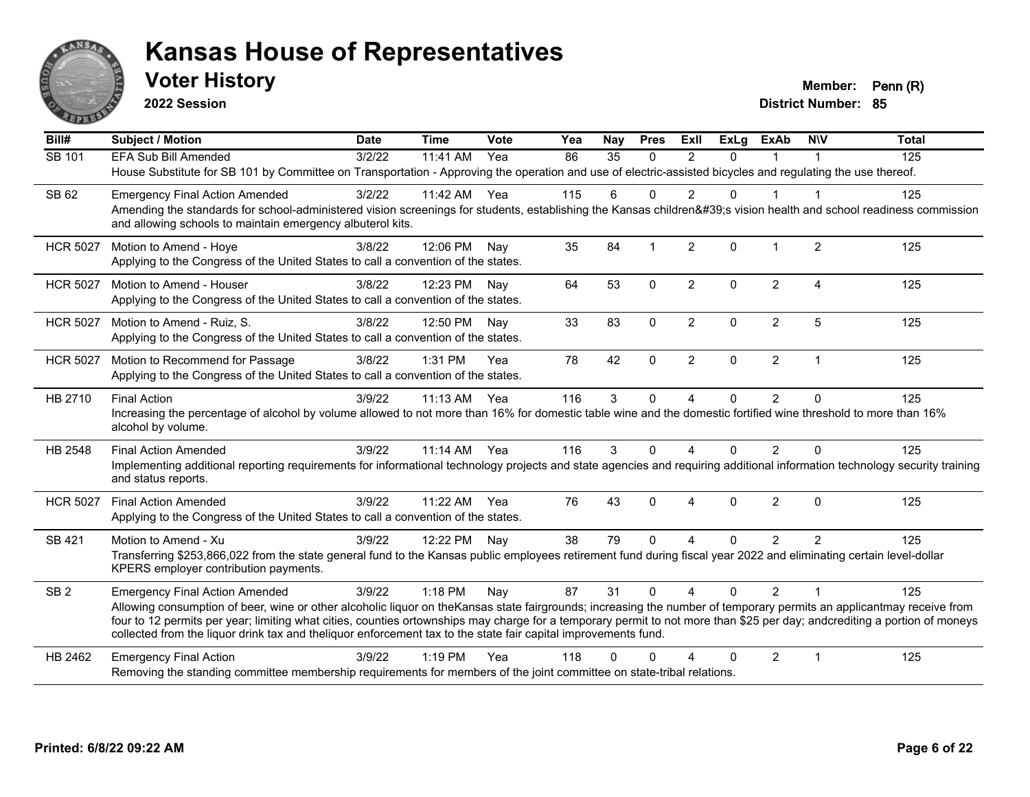# Kansas House of Representatives

## Voter History

**2022 Session**

**Member:** Penn (R)
**District Number:** 85

| Bill# | Subject / Motion | Date | Time | Vote | Yea | Nay | Pres | ExII | ExLg | ExAb | N\V | Total |
|---|---|---|---|---|---|---|---|---|---|---|---|---|
| SB 101 | EFA Sub Bill Amended | 3/2/22 | 11:41 AM | Yea | 86 | 35 | 0 | 2 | 0 | 1 | 1 | 125 |
| | House Substitute for SB 101 by Committee on Transportation - Approving the operation and use of electric-assisted bicycles and regulating the use thereof. | | | | | | | | | | | |
| SB 62 | Emergency Final Action Amended | 3/2/22 | 11:42 AM | Yea | 115 | 6 | 0 | 2 | 0 | 1 | 1 | 125 |
| | Amending the standards for school-administered vision screenings for students, establishing the Kansas children&#39;s vision health and school readiness commission and allowing schools to maintain emergency albuterol kits. | | | | | | | | | | | |
| HCR 5027 | Motion to Amend - Hoye | 3/8/22 | 12:06 PM | Nay | 35 | 84 | 1 | 2 | 0 | 1 | 2 | 125 |
| | Applying to the Congress of the United States to call a convention of the states. | | | | | | | | | | | |
| HCR 5027 | Motion to Amend - Houser | 3/8/22 | 12:23 PM | Nay | 64 | 53 | 0 | 2 | 0 | 2 | 4 | 125 |
| | Applying to the Congress of the United States to call a convention of the states. | | | | | | | | | | | |
| HCR 5027 | Motion to Amend - Ruiz, S. | 3/8/22 | 12:50 PM | Nay | 33 | 83 | 0 | 2 | 0 | 2 | 5 | 125 |
| | Applying to the Congress of the United States to call a convention of the states. | | | | | | | | | | | |
| HCR 5027 | Motion to Recommend for Passage | 3/8/22 | 1:31 PM | Yea | 78 | 42 | 0 | 2 | 0 | 2 | 1 | 125 |
| | Applying to the Congress of the United States to call a convention of the states. | | | | | | | | | | | |
| HB 2710 | Final Action | 3/9/22 | 11:13 AM | Yea | 116 | 3 | 0 | 4 | 0 | 2 | 0 | 125 |
| | Increasing the percentage of alcohol by volume allowed to not more than 16% for domestic table wine and the domestic fortified wine threshold to more than 16% alcohol by volume. | | | | | | | | | | | |
| HB 2548 | Final Action Amended | 3/9/22 | 11:14 AM | Yea | 116 | 3 | 0 | 4 | 0 | 2 | 0 | 125 |
| | Implementing additional reporting requirements for informational technology projects and state agencies and requiring additional information technology security training and status reports. | | | | | | | | | | | |
| HCR 5027 | Final Action Amended | 3/9/22 | 11:22 AM | Yea | 76 | 43 | 0 | 4 | 0 | 2 | 0 | 125 |
| | Applying to the Congress of the United States to call a convention of the states. | | | | | | | | | | | |
| SB 421 | Motion to Amend - Xu | 3/9/22 | 12:22 PM | Nay | 38 | 79 | 0 | 4 | 0 | 2 | 2 | 125 |
| | Transferring $253,866,022 from the state general fund to the Kansas public employees retirement fund during fiscal year 2022 and eliminating certain level-dollar KPERS employer contribution payments. | | | | | | | | | | | |
| SB 2 | Emergency Final Action Amended | 3/9/22 | 1:18 PM | Nay | 87 | 31 | 0 | 4 | 0 | 2 | 1 | 125 |
| | Allowing consumption of beer, wine or other alcoholic liquor on theKansas state fairgrounds; increasing the number of temporary permits an applicantmay receive from four to 12 permits per year; limiting what cities, counties ortownships may charge for a temporary permit to not more than $25 per day; andcrediting a portion of moneys collected from the liquor drink tax and theliquor enforcement tax to the state fair capital improvements fund. | | | | | | | | | | | |
| HB 2462 | Emergency Final Action | 3/9/22 | 1:19 PM | Yea | 118 | 0 | 0 | 4 | 0 | 2 | 1 | 125 |
| | Removing the standing committee membership requirements for members of the joint committee on state-tribal relations. | | | | | | | | | | | |

Printed: 6/8/22 09:22 AM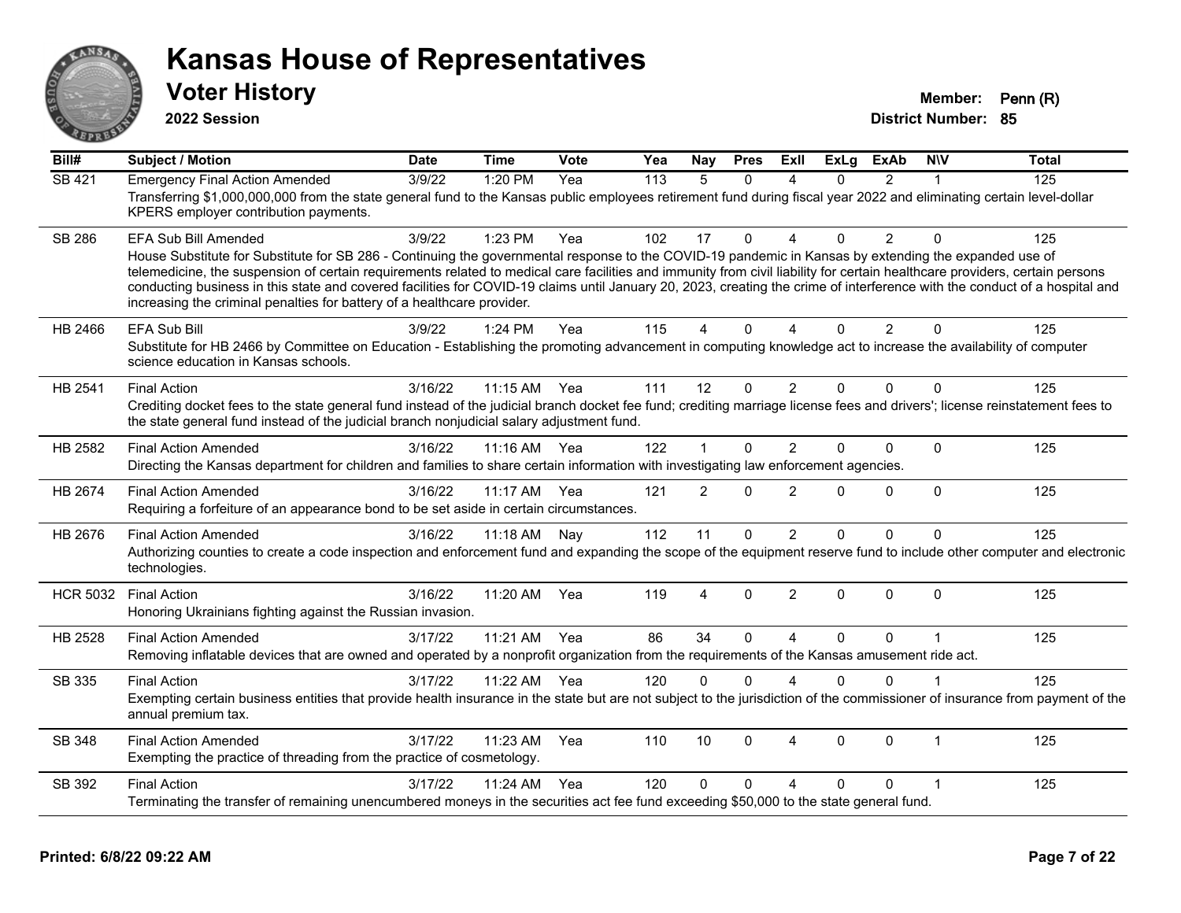# Kansas House of Representatives

## Voter History

**2022 Session**

**Member:** Penn (R)
**District Number:** 85

| Bill# | Subject / Motion | Date | Time | Vote | Yea | Nay | Pres | ExII | ExLg | ExAb | N\V | Total |
|---|---|---|---|---|---|---|---|---|---|---|---|---|
| SB 421 | Emergency Final Action Amended | 3/9/22 | 1:20 PM | Yea | 113 | 5 | 0 | 4 | 0 | 2 | 1 | 125 |
| | Transferring $1,000,000,000 from the state general fund to the Kansas public employees retirement fund during fiscal year 2022 and eliminating certain level-dollar KPERS employer contribution payments. | | | | | | | | | | | |
| SB 286 | EFA Sub Bill Amended | 3/9/22 | 1:23 PM | Yea | 102 | 17 | 0 | 4 | 0 | 2 | 0 | 125 |
| | House Substitute for Substitute for SB 286 - Continuing the governmental response to the COVID-19 pandemic in Kansas by extending the expanded use of telemedicine, the suspension of certain requirements related to medical care facilities and immunity from civil liability for certain healthcare providers, certain persons conducting business in this state and covered facilities for COVID-19 claims until January 20, 2023, creating the crime of interference with the conduct of a hospital and increasing the criminal penalties for battery of a healthcare provider. | | | | | | | | | | | |
| HB 2466 | EFA Sub Bill | 3/9/22 | 1:24 PM | Yea | 115 | 4 | 0 | 4 | 0 | 2 | 0 | 125 |
| | Substitute for HB 2466 by Committee on Education - Establishing the promoting advancement in computing knowledge act to increase the availability of computer science education in Kansas schools. | | | | | | | | | | | |
| HB 2541 | Final Action | 3/16/22 | 11:15 AM | Yea | 111 | 12 | 0 | 2 | 0 | 0 | 0 | 125 |
| | Crediting docket fees to the state general fund instead of the judicial branch docket fee fund; crediting marriage license fees and drivers'; license reinstatement fees to the state general fund instead of the judicial branch nonjudicial salary adjustment fund. | | | | | | | | | | | |
| HB 2582 | Final Action Amended | 3/16/22 | 11:16 AM | Yea | 122 | 1 | 0 | 2 | 0 | 0 | 0 | 125 |
| | Directing the Kansas department for children and families to share certain information with investigating law enforcement agencies. | | | | | | | | | | | |
| HB 2674 | Final Action Amended | 3/16/22 | 11:17 AM | Yea | 121 | 2 | 0 | 2 | 0 | 0 | 0 | 125 |
| | Requiring a forfeiture of an appearance bond to be set aside in certain circumstances. | | | | | | | | | | | |
| HB 2676 | Final Action Amended | 3/16/22 | 11:18 AM | Nay | 112 | 11 | 0 | 2 | 0 | 0 | 0 | 125 |
| | Authorizing counties to create a code inspection and enforcement fund and expanding the scope of the equipment reserve fund to include other computer and electronic technologies. | | | | | | | | | | | |
| HCR 5032 | Final Action | 3/16/22 | 11:20 AM | Yea | 119 | 4 | 0 | 2 | 0 | 0 | 0 | 125 |
| | Honoring Ukrainians fighting against the Russian invasion. | | | | | | | | | | | |
| HB 2528 | Final Action Amended | 3/17/22 | 11:21 AM | Yea | 86 | 34 | 0 | 4 | 0 | 0 | 1 | 125 |
| | Removing inflatable devices that are owned and operated by a nonprofit organization from the requirements of the Kansas amusement ride act. | | | | | | | | | | | |
| SB 335 | Final Action | 3/17/22 | 11:22 AM | Yea | 120 | 0 | 0 | 4 | 0 | 0 | 1 | 125 |
| | Exempting certain business entities that provide health insurance in the state but are not subject to the jurisdiction of the commissioner of insurance from payment of the annual premium tax. | | | | | | | | | | | |
| SB 348 | Final Action Amended | 3/17/22 | 11:23 AM | Yea | 110 | 10 | 0 | 4 | 0 | 0 | 1 | 125 |
| | Exempting the practice of threading from the practice of cosmetology. | | | | | | | | | | | |
| SB 392 | Final Action | 3/17/22 | 11:24 AM | Yea | 120 | 0 | 0 | 4 | 0 | 0 | 1 | 125 |
| | Terminating the transfer of remaining unencumbered moneys in the securities act fee fund exceeding $50,000 to the state general fund. | | | | | | | | | | | |

Printed: 6/8/22 09:22 AM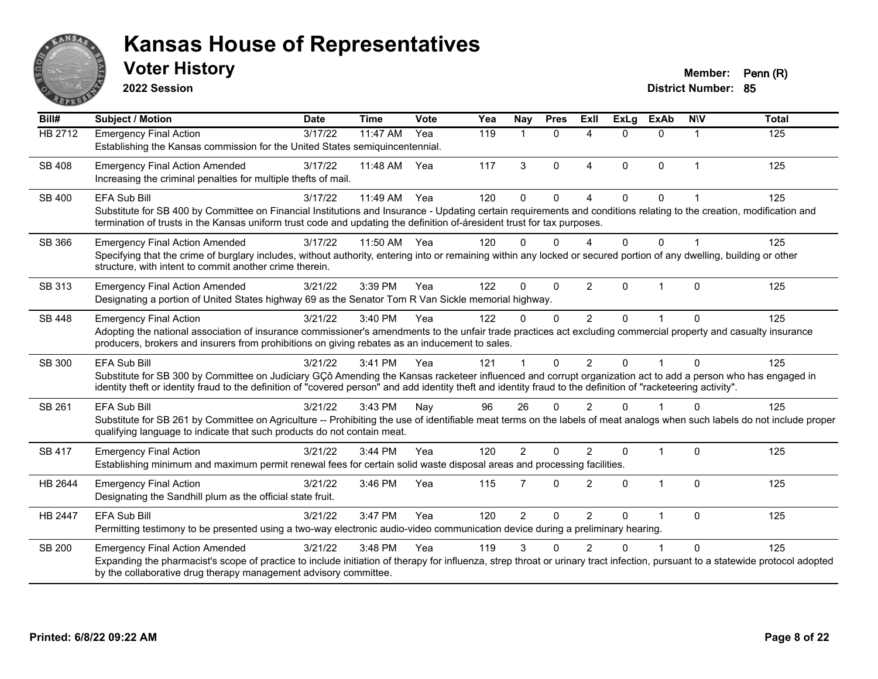# Kansas House of Representatives

## Voter History

**2022 Session**

**Member:** Penn (R)
**District Number:** 85

| Bill# | Subject / Motion | Date | Time | Vote | Yea | Nay | Pres | ExII | ExLg | ExAb | N\V | Total |
|---|---|---|---|---|---|---|---|---|---|---|---|---|
| HB 2712 | Emergency Final Action<br>Establishing the Kansas commission for the United States semiquincentennial. | 3/17/22 | 11:47 AM | Yea | 119 | 1 | 0 | 4 | 0 | 0 | 1 | 125 |
| SB 408 | Emergency Final Action Amended<br>Increasing the criminal penalties for multiple thefts of mail. | 3/17/22 | 11:48 AM | Yea | 117 | 3 | 0 | 4 | 0 | 0 | 1 | 125 |
| SB 400 | EFA Sub Bill<br>Substitute for SB 400 by Committee on Financial Institutions and Insurance - Updating certain requirements and conditions relating to the creation, modification and termination of trusts in the Kansas uniform trust code and updating the definition of-áresident trust for tax purposes. | 3/17/22 | 11:49 AM | Yea | 120 | 0 | 0 | 4 | 0 | 0 | 1 | 125 |
| SB 366 | Emergency Final Action Amended<br>Specifying that the crime of burglary includes, without authority, entering into or remaining within any locked or secured portion of any dwelling, building or other structure, with intent to commit another crime therein. | 3/17/22 | 11:50 AM | Yea | 120 | 0 | 0 | 4 | 0 | 0 | 1 | 125 |
| SB 313 | Emergency Final Action Amended<br>Designating a portion of United States highway 69 as the Senator Tom R Van Sickle memorial highway. | 3/21/22 | 3:39 PM | Yea | 122 | 0 | 0 | 2 | 0 | 1 | 0 | 125 |
| SB 448 | Emergency Final Action<br>Adopting the national association of insurance commissioner's amendments to the unfair trade practices act excluding commercial property and casualty insurance producers, brokers and insurers from prohibitions on giving rebates as an inducement to sales. | 3/21/22 | 3:40 PM | Yea | 122 | 0 | 0 | 2 | 0 | 1 | 0 | 125 |
| SB 300 | EFA Sub Bill<br>Substitute for SB 300 by Committee on Judiciary GÇô Amending the Kansas racketeer influenced and corrupt organization act to add a person who has engaged in identity theft or identity fraud to the definition of "covered person" and add identity theft and identity fraud to the definition of "racketeering activity". | 3/21/22 | 3:41 PM | Yea | 121 | 1 | 0 | 2 | 0 | 1 | 0 | 125 |
| SB 261 | EFA Sub Bill<br>Substitute for SB 261 by Committee on Agriculture -- Prohibiting the use of identifiable meat terms on the labels of meat analogs when such labels do not include proper qualifying language to indicate that such products do not contain meat. | 3/21/22 | 3:43 PM | Nay | 96 | 26 | 0 | 2 | 0 | 1 | 0 | 125 |
| SB 417 | Emergency Final Action<br>Establishing minimum and maximum permit renewal fees for certain solid waste disposal areas and processing facilities. | 3/21/22 | 3:44 PM | Yea | 120 | 2 | 0 | 2 | 0 | 1 | 0 | 125 |
| HB 2644 | Emergency Final Action<br>Designating the Sandhill plum as the official state fruit. | 3/21/22 | 3:46 PM | Yea | 115 | 7 | 0 | 2 | 0 | 1 | 0 | 125 |
| HB 2447 | EFA Sub Bill<br>Permitting testimony to be presented using a two-way electronic audio-video communication device during a preliminary hearing. | 3/21/22 | 3:47 PM | Yea | 120 | 2 | 0 | 2 | 0 | 1 | 0 | 125 |
| SB 200 | Emergency Final Action Amended<br>Expanding the pharmacist's scope of practice to include initiation of therapy for influenza, strep throat or urinary tract infection, pursuant to a statewide protocol adopted by the collaborative drug therapy management advisory committee. | 3/21/22 | 3:48 PM | Yea | 119 | 3 | 0 | 2 | 0 | 1 | 0 | 125 |

**Printed: 6/8/22 09:22 AM**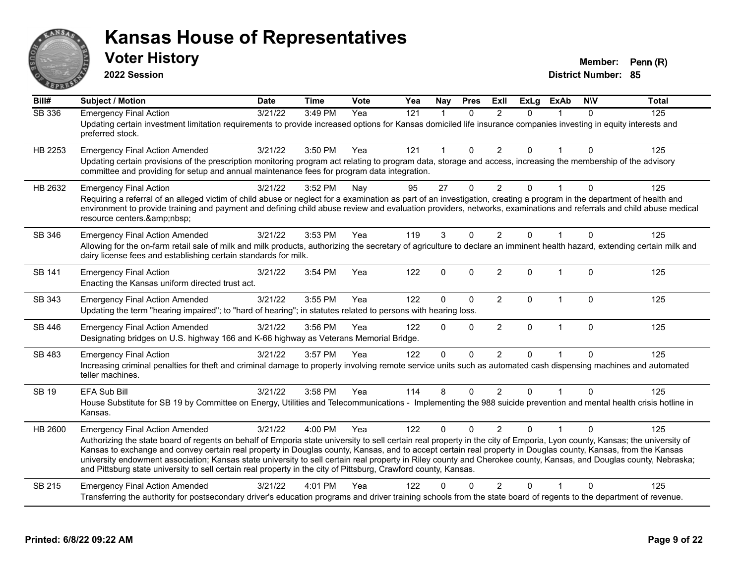# Kansas House of Representatives

## Voter History

**2022 Session**

**Member:** Penn (R)
**District Number:** 85

| Bill# | Subject / Motion | Date | Time | Vote | Yea | Nay | Pres | ExII | ExLg | ExAb | N\V | Total |
|---|---|---|---|---|---|---|---|---|---|---|---|---|
| SB 336 | Emergency Final Action | 3/21/22 | 3:49 PM | Yea | 121 | 1 | 0 | 2 | 0 | 1 | 0 | 125 |
| | Updating certain investment limitation requirements to provide increased options for Kansas domiciled life insurance companies investing in equity interests and preferred stock. | | | | | | | | | | | |
| HB 2253 | Emergency Final Action Amended | 3/21/22 | 3:50 PM | Yea | 121 | 1 | 0 | 2 | 0 | 1 | 0 | 125 |
| | Updating certain provisions of the prescription monitoring program act relating to program data, storage and access, increasing the membership of the advisory committee and providing for setup and annual maintenance fees for program data integration. | | | | | | | | | | | |
| HB 2632 | Emergency Final Action | 3/21/22 | 3:52 PM | Nay | 95 | 27 | 0 | 2 | 0 | 1 | 0 | 125 |
| | Requiring a referral of an alleged victim of child abuse or neglect for a examination as part of an investigation, creating a program in the department of health and environment to provide training and payment and defining child abuse review and evaluation providers, networks, examinations and referrals and child abuse medical resource centers.&amp;nbsp; | | | | | | | | | | | |
| SB 346 | Emergency Final Action Amended | 3/21/22 | 3:53 PM | Yea | 119 | 3 | 0 | 2 | 0 | 1 | 0 | 125 |
| | Allowing for the on-farm retail sale of milk and milk products, authorizing the secretary of agriculture to declare an imminent health hazard, extending certain milk and dairy license fees and establishing certain standards for milk. | | | | | | | | | | | |
| SB 141 | Emergency Final Action | 3/21/22 | 3:54 PM | Yea | 122 | 0 | 0 | 2 | 0 | 1 | 0 | 125 |
| | Enacting the Kansas uniform directed trust act. | | | | | | | | | | | |
| SB 343 | Emergency Final Action Amended | 3/21/22 | 3:55 PM | Yea | 122 | 0 | 0 | 2 | 0 | 1 | 0 | 125 |
| | Updating the term "hearing impaired"; to "hard of hearing"; in statutes related to persons with hearing loss. | | | | | | | | | | | |
| SB 446 | Emergency Final Action Amended | 3/21/22 | 3:56 PM | Yea | 122 | 0 | 0 | 2 | 0 | 1 | 0 | 125 |
| | Designating bridges on U.S. highway 166 and K-66 highway as Veterans Memorial Bridge. | | | | | | | | | | | |
| SB 483 | Emergency Final Action | 3/21/22 | 3:57 PM | Yea | 122 | 0 | 0 | 2 | 0 | 1 | 0 | 125 |
| | Increasing criminal penalties for theft and criminal damage to property involving remote service units such as automated cash dispensing machines and automated teller machines. | | | | | | | | | | | |
| SB 19 | EFA Sub Bill | 3/21/22 | 3:58 PM | Yea | 114 | 8 | 0 | 2 | 0 | 1 | 0 | 125 |
| | House Substitute for SB 19 by Committee on Energy, Utilities and Telecommunications - Implementing the 988 suicide prevention and mental health crisis hotline in Kansas. | | | | | | | | | | | |
| HB 2600 | Emergency Final Action Amended | 3/21/22 | 4:00 PM | Yea | 122 | 0 | 0 | 2 | 0 | 1 | 0 | 125 |
| | Authorizing the state board of regents on behalf of Emporia state university to sell certain real property in the city of Emporia, Lyon county, Kansas; the university of Kansas to exchange and convey certain real property in Douglas county, Kansas, and to accept certain real property in Douglas county, Kansas, from the Kansas university endowment association; Kansas state university to sell certain real property in Riley county and Cherokee county, Kansas, and Douglas county, Nebraska; and Pittsburg state university to sell certain real property in the city of Pittsburg, Crawford county, Kansas. | | | | | | | | | | | |
| SB 215 | Emergency Final Action Amended | 3/21/22 | 4:01 PM | Yea | 122 | 0 | 0 | 2 | 0 | 1 | 0 | 125 |
| | Transferring the authority for postsecondary driver's education programs and driver training schools from the state board of regents to the department of revenue. | | | | | | | | | | | |

**Printed: 6/8/22 09:22 AM**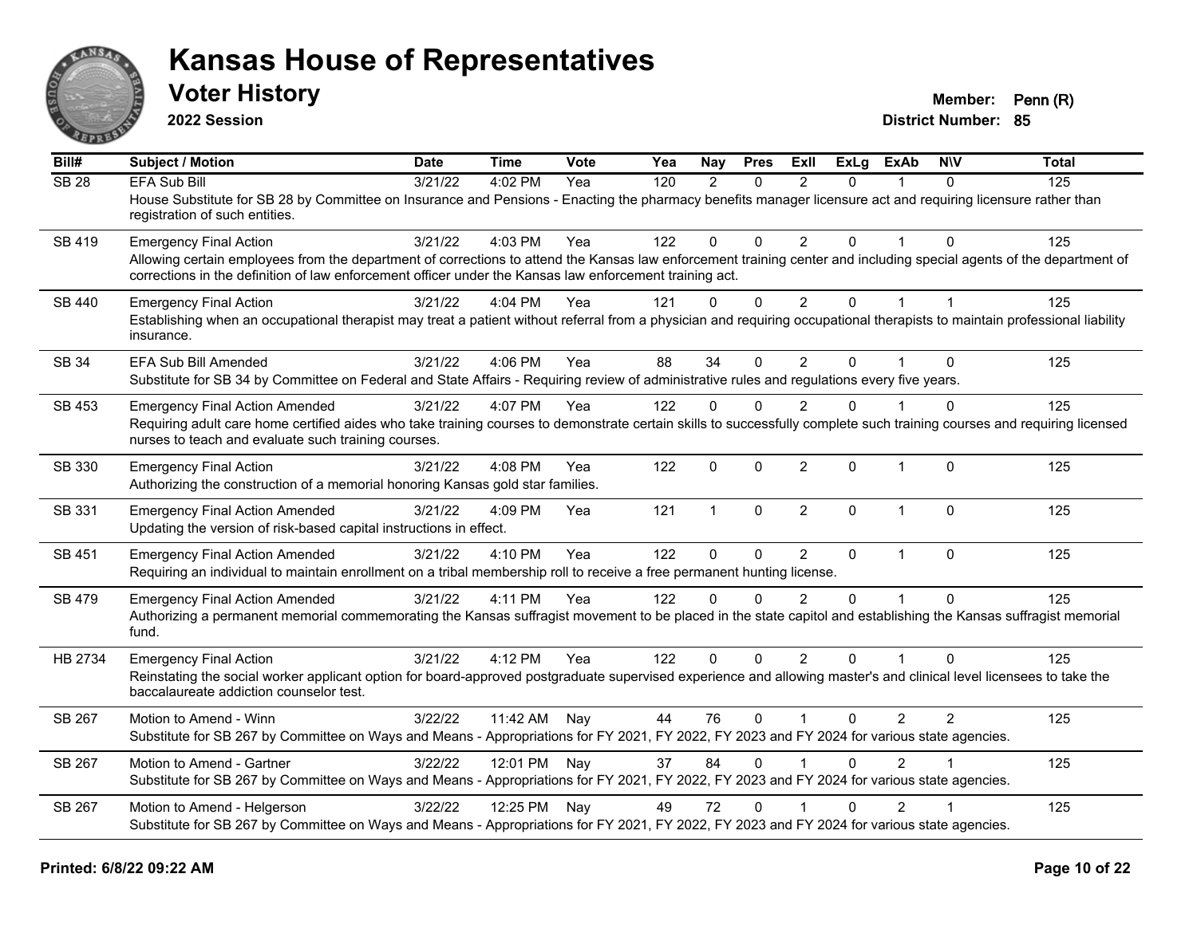# Kansas House of Representatives

## Voter History

**2022 Session**

**Member:** Penn (R)
**District Number:** 85

| Bill# | Subject / Motion | Date | Time | Vote | Yea | Nay | Pres | ExII | ExLg | ExAb | N\V | Total |
|---|---|---|---|---|---|---|---|---|---|---|---|---|
| SB 28 | EFA Sub Bill | 3/21/22 | 4:02 PM | Yea | 120 | 2 | 0 | 2 | 0 | 1 | 0 | 125 |
| | House Substitute for SB 28 by Committee on Insurance and Pensions - Enacting the pharmacy benefits manager licensure act and requiring licensure rather than registration of such entities. | | | | | | | | | | | |
| SB 419 | Emergency Final Action | 3/21/22 | 4:03 PM | Yea | 122 | 0 | 0 | 2 | 0 | 1 | 0 | 125 |
| | Allowing certain employees from the department of corrections to attend the Kansas law enforcement training center and including special agents of the department of corrections in the definition of law enforcement officer under the Kansas law enforcement training act. | | | | | | | | | | | |
| SB 440 | Emergency Final Action | 3/21/22 | 4:04 PM | Yea | 121 | 0 | 0 | 2 | 0 | 1 | 1 | 125 |
| | Establishing when an occupational therapist may treat a patient without referral from a physician and requiring occupational therapists to maintain professional liability insurance. | | | | | | | | | | | |
| SB 34 | EFA Sub Bill Amended | 3/21/22 | 4:06 PM | Yea | 88 | 34 | 0 | 2 | 0 | 1 | 0 | 125 |
| | Substitute for SB 34 by Committee on Federal and State Affairs - Requiring review of administrative rules and regulations every five years. | | | | | | | | | | | |
| SB 453 | Emergency Final Action Amended | 3/21/22 | 4:07 PM | Yea | 122 | 0 | 0 | 2 | 0 | 1 | 0 | 125 |
| | Requiring adult care home certified aides who take training courses to demonstrate certain skills to successfully complete such training courses and requiring licensed nurses to teach and evaluate such training courses. | | | | | | | | | | | |
| SB 330 | Emergency Final Action | 3/21/22 | 4:08 PM | Yea | 122 | 0 | 0 | 2 | 0 | 1 | 0 | 125 |
| | Authorizing the construction of a memorial honoring Kansas gold star families. | | | | | | | | | | | |
| SB 331 | Emergency Final Action Amended | 3/21/22 | 4:09 PM | Yea | 121 | 1 | 0 | 2 | 0 | 1 | 0 | 125 |
| | Updating the version of risk-based capital instructions in effect. | | | | | | | | | | | |
| SB 451 | Emergency Final Action Amended | 3/21/22 | 4:10 PM | Yea | 122 | 0 | 0 | 2 | 0 | 1 | 0 | 125 |
| | Requiring an individual to maintain enrollment on a tribal membership roll to receive a free permanent hunting license. | | | | | | | | | | | |
| SB 479 | Emergency Final Action Amended | 3/21/22 | 4:11 PM | Yea | 122 | 0 | 0 | 2 | 0 | 1 | 0 | 125 |
| | Authorizing a permanent memorial commemorating the Kansas suffragist movement to be placed in the state capitol and establishing the Kansas suffragist memorial fund. | | | | | | | | | | | |
| HB 2734 | Emergency Final Action | 3/21/22 | 4:12 PM | Yea | 122 | 0 | 0 | 2 | 0 | 1 | 0 | 125 |
| | Reinstating the social worker applicant option for board-approved postgraduate supervised experience and allowing master's and clinical level licensees to take the baccalaureate addiction counselor test. | | | | | | | | | | | |
| SB 267 | Motion to Amend - Winn | 3/22/22 | 11:42 AM | Nay | 44 | 76 | 0 | 1 | 0 | 2 | 2 | 125 |
| | Substitute for SB 267 by Committee on Ways and Means - Appropriations for FY 2021, FY 2022, FY 2023 and FY 2024 for various state agencies. | | | | | | | | | | | |
| SB 267 | Motion to Amend - Gartner | 3/22/22 | 12:01 PM | Nay | 37 | 84 | 0 | 1 | 0 | 2 | 1 | 125 |
| | Substitute for SB 267 by Committee on Ways and Means - Appropriations for FY 2021, FY 2022, FY 2023 and FY 2024 for various state agencies. | | | | | | | | | | | |
| SB 267 | Motion to Amend - Helgerson | 3/22/22 | 12:25 PM | Nay | 49 | 72 | 0 | 1 | 0 | 2 | 1 | 125 |
| | Substitute for SB 267 by Committee on Ways and Means - Appropriations for FY 2021, FY 2022, FY 2023 and FY 2024 for various state agencies. | | | | | | | | | | | |

Printed: 6/8/22 09:22 AM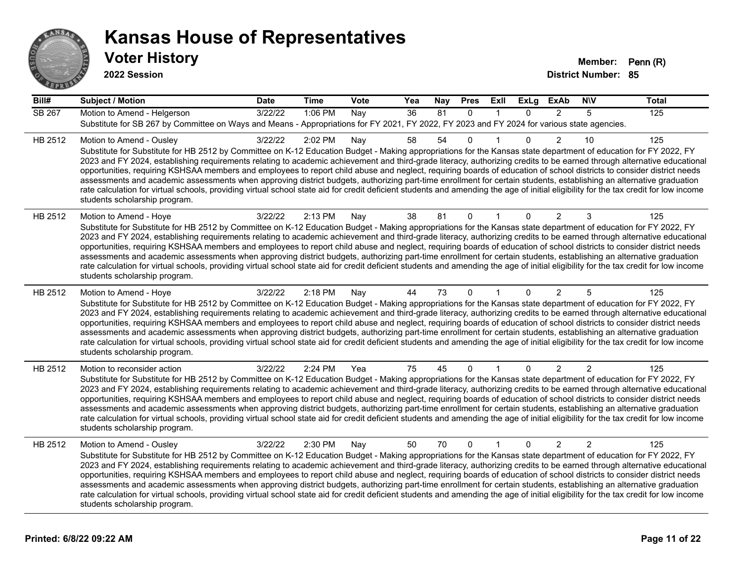# Kansas House of Representatives

## Voter History

**2022 Session**

**Member:** Penn (R)
**District Number:** 85

| Bill# | Subject / Motion | Date | Time | Vote | Yea | Nay | Pres | ExII | ExLg | ExAb | N\V | Total |
|---|---|---|---|---|---|---|---|---|---|---|---|---|
| SB 267 | Motion to Amend - Helgerson | 3/22/22 | 1:06 PM | Nay | 36 | 81 | 0 | 1 | 0 | 2 | 5 | 125 |
| | Substitute for SB 267 by Committee on Ways and Means - Appropriations for FY 2021, FY 2022, FY 2023 and FY 2024 for various state agencies. | | | | | | | | | | | |
| HB 2512 | Motion to Amend - Ousley | 3/22/22 | 2:02 PM | Nay | 58 | 54 | 0 | 1 | 0 | 2 | 10 | 125 |
| | Substitute for Substitute for HB 2512 by Committee on K-12 Education Budget - Making appropriations for the Kansas state department of education for FY 2022, FY 2023 and FY 2024, establishing requirements relating to academic achievement and third-grade literacy, authorizing credits to be earned through alternative educational opportunities, requiring KSHSAA members and employees to report child abuse and neglect, requiring boards of education of school districts to consider district needs assessments and academic assessments when approving district budgets, authorizing part-time enrollment for certain students, establishing an alternative graduation rate calculation for virtual schools, providing virtual school state aid for credit deficient students and amending the age of initial eligibility for the tax credit for low income students scholarship program. | | | | | | | | | | | |
| HB 2512 | Motion to Amend - Hoye | 3/22/22 | 2:13 PM | Nay | 38 | 81 | 0 | 1 | 0 | 2 | 3 | 125 |
| | Substitute for Substitute for HB 2512 by Committee on K-12 Education Budget - Making appropriations for the Kansas state department of education for FY 2022, FY 2023 and FY 2024, establishing requirements relating to academic achievement and third-grade literacy, authorizing credits to be earned through alternative educational opportunities, requiring KSHSAA members and employees to report child abuse and neglect, requiring boards of education of school districts to consider district needs assessments and academic assessments when approving district budgets, authorizing part-time enrollment for certain students, establishing an alternative graduation rate calculation for virtual schools, providing virtual school state aid for credit deficient students and amending the age of initial eligibility for the tax credit for low income students scholarship program. | | | | | | | | | | | |
| HB 2512 | Motion to Amend - Hoye | 3/22/22 | 2:18 PM | Nay | 44 | 73 | 0 | 1 | 0 | 2 | 5 | 125 |
| | Substitute for Substitute for HB 2512 by Committee on K-12 Education Budget - Making appropriations for the Kansas state department of education for FY 2022, FY 2023 and FY 2024, establishing requirements relating to academic achievement and third-grade literacy, authorizing credits to be earned through alternative educational opportunities, requiring KSHSAA members and employees to report child abuse and neglect, requiring boards of education of school districts to consider district needs assessments and academic assessments when approving district budgets, authorizing part-time enrollment for certain students, establishing an alternative graduation rate calculation for virtual schools, providing virtual school state aid for credit deficient students and amending the age of initial eligibility for the tax credit for low income students scholarship program. | | | | | | | | | | | |
| HB 2512 | Motion to reconsider action | 3/22/22 | 2:24 PM | Yea | 75 | 45 | 0 | 1 | 0 | 2 | 2 | 125 |
| | Substitute for Substitute for HB 2512 by Committee on K-12 Education Budget - Making appropriations for the Kansas state department of education for FY 2022, FY 2023 and FY 2024, establishing requirements relating to academic achievement and third-grade literacy, authorizing credits to be earned through alternative educational opportunities, requiring KSHSAA members and employees to report child abuse and neglect, requiring boards of education of school districts to consider district needs assessments and academic assessments when approving district budgets, authorizing part-time enrollment for certain students, establishing an alternative graduation rate calculation for virtual schools, providing virtual school state aid for credit deficient students and amending the age of initial eligibility for the tax credit for low income students scholarship program. | | | | | | | | | | | |
| HB 2512 | Motion to Amend - Ousley | 3/22/22 | 2:30 PM | Nay | 50 | 70 | 0 | 1 | 0 | 2 | 2 | 125 |
| | Substitute for Substitute for HB 2512 by Committee on K-12 Education Budget - Making appropriations for the Kansas state department of education for FY 2022, FY 2023 and FY 2024, establishing requirements relating to academic achievement and third-grade literacy, authorizing credits to be earned through alternative educational opportunities, requiring KSHSAA members and employees to report child abuse and neglect, requiring boards of education of school districts to consider district needs assessments and academic assessments when approving district budgets, authorizing part-time enrollment for certain students, establishing an alternative graduation rate calculation for virtual schools, providing virtual school state aid for credit deficient students and amending the age of initial eligibility for the tax credit for low income students scholarship program. | | | | | | | | | | | |

**Printed: 6/8/22 09:22 AM**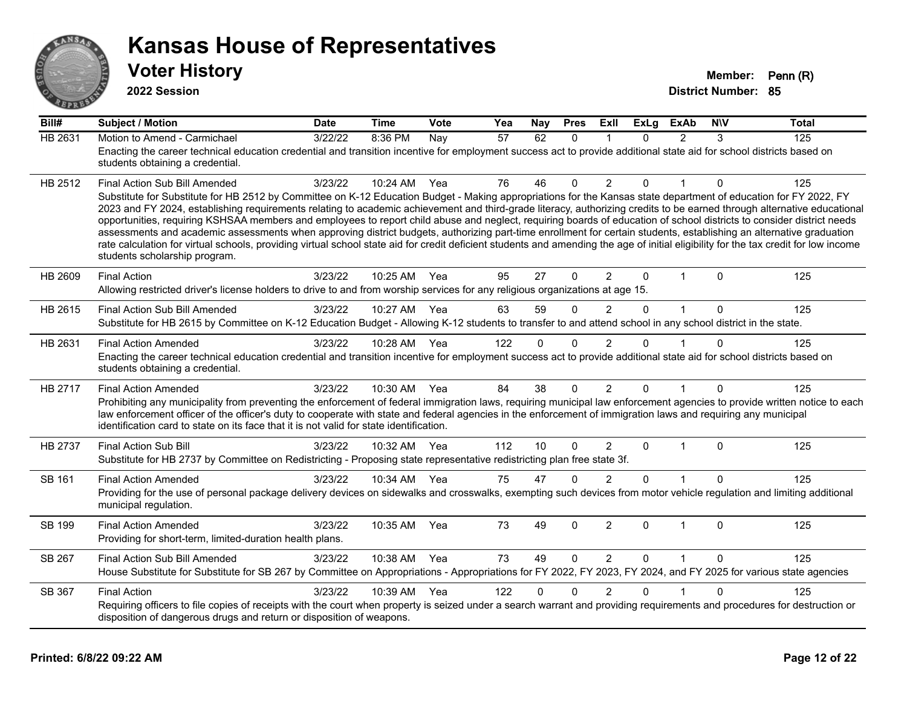# Kansas House of Representatives

## Voter History

**2022 Session**

**Member:** Penn (R)
**District Number:** 85

| Bill# | Subject / Motion | Date | Time | Vote | Yea | Nay | Pres | ExII | ExLg | ExAb | N\V | Total |
|---|---|---|---|---|---|---|---|---|---|---|---|---|
| HB 2631 | Motion to Amend - Carmichael | 3/22/22 | 8:36 PM | Nay | 57 | 62 | 0 | 1 | 0 | 2 | 3 | 125 |
| | Enacting the career technical education credential and transition incentive for employment success act to provide additional state aid for school districts based on students obtaining a credential. | | | | | | | | | | | |
| HB 2512 | Final Action Sub Bill Amended | 3/23/22 | 10:24 AM | Yea | 76 | 46 | 0 | 2 | 0 | 1 | 0 | 125 |
| | Substitute for Substitute for HB 2512 by Committee on K-12 Education Budget - Making appropriations for the Kansas state department of education for FY 2022, FY 2023 and FY 2024, establishing requirements relating to academic achievement and third-grade literacy, authorizing credits to be earned through alternative educational opportunities, requiring KSHSAA members and employees to report child abuse and neglect, requiring boards of education of school districts to consider district needs assessments and academic assessments when approving district budgets, authorizing part-time enrollment for certain students, establishing an alternative graduation rate calculation for virtual schools, providing virtual school state aid for credit deficient students and amending the age of initial eligibility for the tax credit for low income students scholarship program. | | | | | | | | | | | |
| HB 2609 | Final Action | 3/23/22 | 10:25 AM | Yea | 95 | 27 | 0 | 2 | 0 | 1 | 0 | 125 |
| | Allowing restricted driver's license holders to drive to and from worship services for any religious organizations at age 15. | | | | | | | | | | | |
| HB 2615 | Final Action Sub Bill Amended | 3/23/22 | 10:27 AM | Yea | 63 | 59 | 0 | 2 | 0 | 1 | 0 | 125 |
| | Substitute for HB 2615 by Committee on K-12 Education Budget - Allowing K-12 students to transfer to and attend school in any school district in the state. | | | | | | | | | | | |
| HB 2631 | Final Action Amended | 3/23/22 | 10:28 AM | Yea | 122 | 0 | 0 | 2 | 0 | 1 | 0 | 125 |
| | Enacting the career technical education credential and transition incentive for employment success act to provide additional state aid for school districts based on students obtaining a credential. | | | | | | | | | | | |
| HB 2717 | Final Action Amended | 3/23/22 | 10:30 AM | Yea | 84 | 38 | 0 | 2 | 0 | 1 | 0 | 125 |
| | Prohibiting any municipality from preventing the enforcement of federal immigration laws, requiring municipal law enforcement agencies to provide written notice to each law enforcement officer of the officer's duty to cooperate with state and federal agencies in the enforcement of immigration laws and requiring any municipal identification card to state on its face that it is not valid for state identification. | | | | | | | | | | | |
| HB 2737 | Final Action Sub Bill | 3/23/22 | 10:32 AM | Yea | 112 | 10 | 0 | 2 | 0 | 1 | 0 | 125 |
| | Substitute for HB 2737 by Committee on Redistricting - Proposing state representative redistricting plan free state 3f. | | | | | | | | | | | |
| SB 161 | Final Action Amended | 3/23/22 | 10:34 AM | Yea | 75 | 47 | 0 | 2 | 0 | 1 | 0 | 125 |
| | Providing for the use of personal package delivery devices on sidewalks and crosswalks, exempting such devices from motor vehicle regulation and limiting additional municipal regulation. | | | | | | | | | | | |
| SB 199 | Final Action Amended | 3/23/22 | 10:35 AM | Yea | 73 | 49 | 0 | 2 | 0 | 1 | 0 | 125 |
| | Providing for short-term, limited-duration health plans. | | | | | | | | | | | |
| SB 267 | Final Action Sub Bill Amended | 3/23/22 | 10:38 AM | Yea | 73 | 49 | 0 | 2 | 0 | 1 | 0 | 125 |
| | House Substitute for Substitute for SB 267 by Committee on Appropriations - Appropriations for FY 2022, FY 2023, FY 2024, and FY 2025 for various state agencies | | | | | | | | | | | |
| SB 367 | Final Action | 3/23/22 | 10:39 AM | Yea | 122 | 0 | 0 | 2 | 0 | 1 | 0 | 125 |
| | Requiring officers to file copies of receipts with the court when property is seized under a search warrant and providing requirements and procedures for destruction or disposition of dangerous drugs and return or disposition of weapons. | | | | | | | | | | | |

**Printed: 6/8/22 09:22 AM**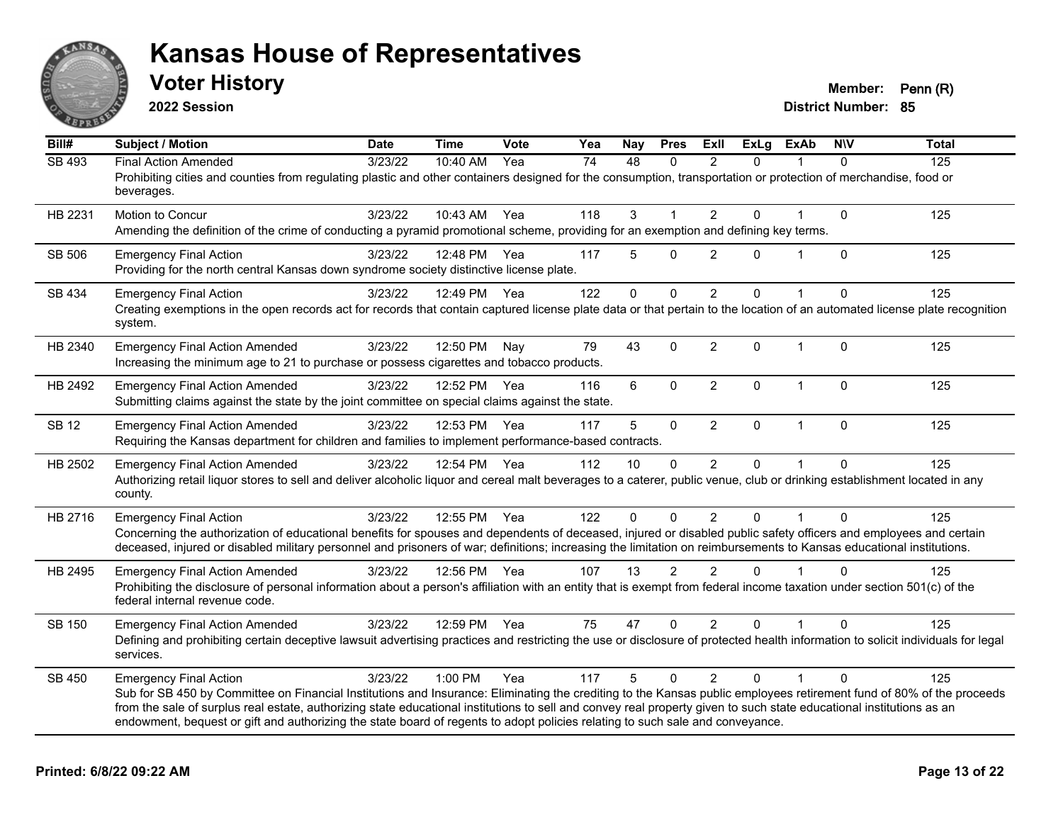# Kansas House of Representatives

## Voter History

**2022 Session**

**Member:** Penn (R)
**District Number:** 85

| Bill# | Subject / Motion | Date | Time | Vote | Yea | Nay | Pres | ExII | ExLg | ExAb | N\V | Total |
|---|---|---|---|---|---|---|---|---|---|---|---|---|
| SB 493 | Final Action Amended | 3/23/22 | 10:40 AM | Yea | 74 | 48 | 0 | 2 | 0 | 1 | 0 | 125 |
| | Prohibiting cities and counties from regulating plastic and other containers designed for the consumption, transportation or protection of merchandise, food or beverages. | | | | | | | | | | | |
| HB 2231 | Motion to Concur | 3/23/22 | 10:43 AM | Yea | 118 | 3 | 1 | 2 | 0 | 1 | 0 | 125 |
| | Amending the definition of the crime of conducting a pyramid promotional scheme, providing for an exemption and defining key terms. | | | | | | | | | | | |
| SB 506 | Emergency Final Action | 3/23/22 | 12:48 PM | Yea | 117 | 5 | 0 | 2 | 0 | 1 | 0 | 125 |
| | Providing for the north central Kansas down syndrome society distinctive license plate. | | | | | | | | | | | |
| SB 434 | Emergency Final Action | 3/23/22 | 12:49 PM | Yea | 122 | 0 | 0 | 2 | 0 | 1 | 0 | 125 |
| | Creating exemptions in the open records act for records that contain captured license plate data or that pertain to the location of an automated license plate recognition system. | | | | | | | | | | | |
| HB 2340 | Emergency Final Action Amended | 3/23/22 | 12:50 PM | Nay | 79 | 43 | 0 | 2 | 0 | 1 | 0 | 125 |
| | Increasing the minimum age to 21 to purchase or possess cigarettes and tobacco products. | | | | | | | | | | | |
| HB 2492 | Emergency Final Action Amended | 3/23/22 | 12:52 PM | Yea | 116 | 6 | 0 | 2 | 0 | 1 | 0 | 125 |
| | Submitting claims against the state by the joint committee on special claims against the state. | | | | | | | | | | | |
| SB 12 | Emergency Final Action Amended | 3/23/22 | 12:53 PM | Yea | 117 | 5 | 0 | 2 | 0 | 1 | 0 | 125 |
| | Requiring the Kansas department for children and families to implement performance-based contracts. | | | | | | | | | | | |
| HB 2502 | Emergency Final Action Amended | 3/23/22 | 12:54 PM | Yea | 112 | 10 | 0 | 2 | 0 | 1 | 0 | 125 |
| | Authorizing retail liquor stores to sell and deliver alcoholic liquor and cereal malt beverages to a caterer, public venue, club or drinking establishment located in any county. | | | | | | | | | | | |
| HB 2716 | Emergency Final Action | 3/23/22 | 12:55 PM | Yea | 122 | 0 | 0 | 2 | 0 | 1 | 0 | 125 |
| | Concerning the authorization of educational benefits for spouses and dependents of deceased, injured or disabled public safety officers and employees and certain deceased, injured or disabled military personnel and prisoners of war; definitions; increasing the limitation on reimbursements to Kansas educational institutions. | | | | | | | | | | | |
| HB 2495 | Emergency Final Action Amended | 3/23/22 | 12:56 PM | Yea | 107 | 13 | 2 | 2 | 0 | 1 | 0 | 125 |
| | Prohibiting the disclosure of personal information about a person's affiliation with an entity that is exempt from federal income taxation under section 501(c) of the federal internal revenue code. | | | | | | | | | | | |
| SB 150 | Emergency Final Action Amended | 3/23/22 | 12:59 PM | Yea | 75 | 47 | 0 | 2 | 0 | 1 | 0 | 125 |
| | Defining and prohibiting certain deceptive lawsuit advertising practices and restricting the use or disclosure of protected health information to solicit individuals for legal services. | | | | | | | | | | | |
| SB 450 | Emergency Final Action | 3/23/22 | 1:00 PM | Yea | 117 | 5 | 0 | 2 | 0 | 1 | 0 | 125 |
| | Sub for SB 450 by Committee on Financial Institutions and Insurance: Eliminating the crediting to the Kansas public employees retirement fund of 80% of the proceeds from the sale of surplus real estate, authorizing state educational institutions to sell and convey real property given to such state educational institutions as an endowment, bequest or gift and authorizing the state board of regents to adopt policies relating to such sale and conveyance. | | | | | | | | | | | |

**Printed: 6/8/22 09:22 AM**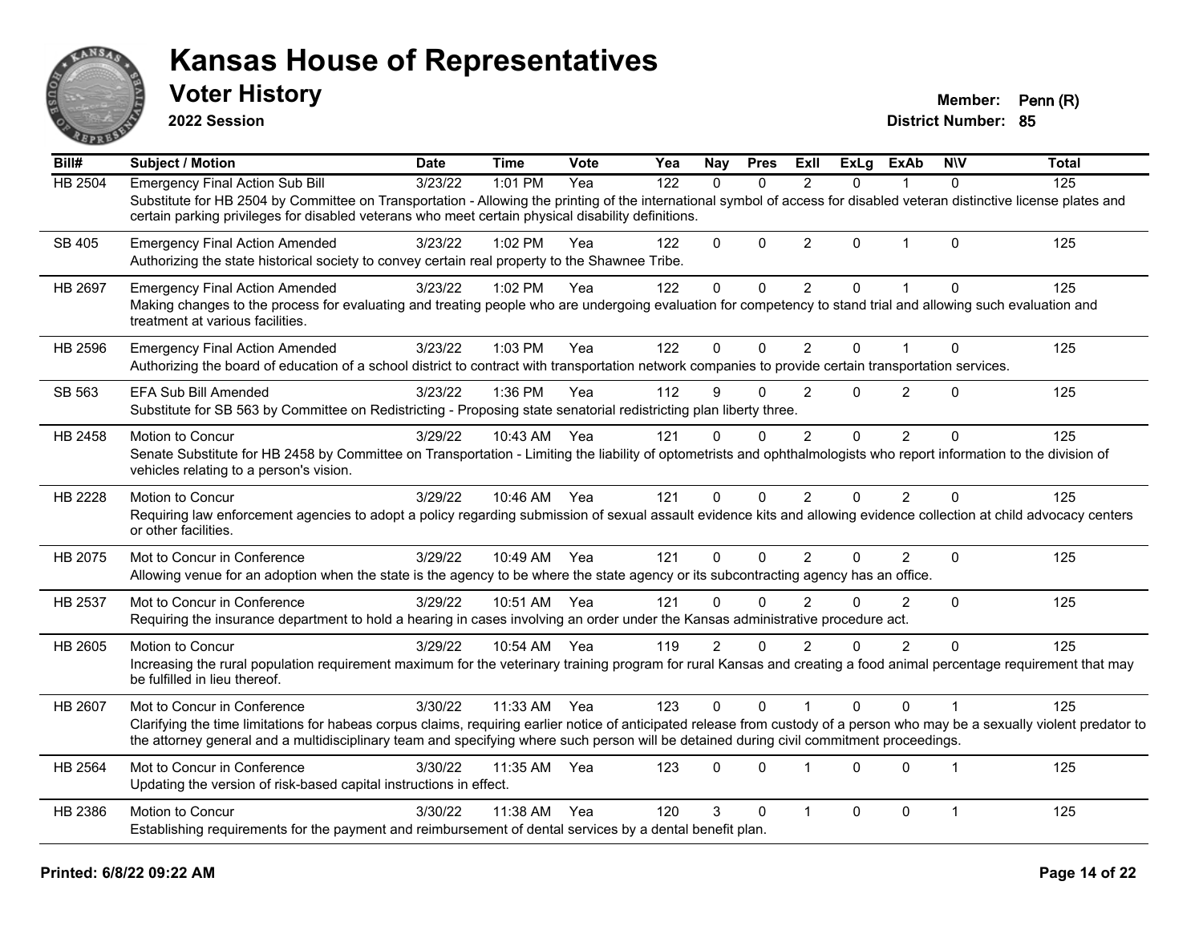# Kansas House of Representatives

## Voter History

**2022 Session**

**Member:** Penn (R)
**District Number:** 85

| Bill# | Subject / Motion | Date | Time | Vote | Yea | Nay | Pres | ExII | ExLg | ExAb | N\V | Total |
|---|---|---|---|---|---|---|---|---|---|---|---|---|
| HB 2504 | Emergency Final Action Sub Bill<br>Substitute for HB 2504 by Committee on Transportation - Allowing the printing of the international symbol of access for disabled veteran distinctive license plates and certain parking privileges for disabled veterans who meet certain physical disability definitions. | 3/23/22 | 1:01 PM | Yea | 122 | 0 | 0 | 2 | 0 | 1 | 0 | 125 |
| SB 405 | Emergency Final Action Amended<br>Authorizing the state historical society to convey certain real property to the Shawnee Tribe. | 3/23/22 | 1:02 PM | Yea | 122 | 0 | 0 | 2 | 0 | 1 | 0 | 125 |
| HB 2697 | Emergency Final Action Amended<br>Making changes to the process for evaluating and treating people who are undergoing evaluation for competency to stand trial and allowing such evaluation and treatment at various facilities. | 3/23/22 | 1:02 PM | Yea | 122 | 0 | 0 | 2 | 0 | 1 | 0 | 125 |
| HB 2596 | Emergency Final Action Amended<br>Authorizing the board of education of a school district to contract with transportation network companies to provide certain transportation services. | 3/23/22 | 1:03 PM | Yea | 122 | 0 | 0 | 2 | 0 | 1 | 0 | 125 |
| SB 563 | EFA Sub Bill Amended<br>Substitute for SB 563 by Committee on Redistricting - Proposing state senatorial redistricting plan liberty three. | 3/23/22 | 1:36 PM | Yea | 112 | 9 | 0 | 2 | 0 | 2 | 0 | 125 |
| HB 2458 | Motion to Concur<br>Senate Substitute for HB 2458 by Committee on Transportation - Limiting the liability of optometrists and ophthalmologists who report information to the division of vehicles relating to a person's vision. | 3/29/22 | 10:43 AM | Yea | 121 | 0 | 0 | 2 | 0 | 2 | 0 | 125 |
| HB 2228 | Motion to Concur<br>Requiring law enforcement agencies to adopt a policy regarding submission of sexual assault evidence kits and allowing evidence collection at child advocacy centers or other facilities. | 3/29/22 | 10:46 AM | Yea | 121 | 0 | 0 | 2 | 0 | 2 | 0 | 125 |
| HB 2075 | Mot to Concur in Conference<br>Allowing venue for an adoption when the state is the agency to be where the state agency or its subcontracting agency has an office. | 3/29/22 | 10:49 AM | Yea | 121 | 0 | 0 | 2 | 0 | 2 | 0 | 125 |
| HB 2537 | Mot to Concur in Conference<br>Requiring the insurance department to hold a hearing in cases involving an order under the Kansas administrative procedure act. | 3/29/22 | 10:51 AM | Yea | 121 | 0 | 0 | 2 | 0 | 2 | 0 | 125 |
| HB 2605 | Motion to Concur<br>Increasing the rural population requirement maximum for the veterinary training program for rural Kansas and creating a food animal percentage requirement that may be fulfilled in lieu thereof. | 3/29/22 | 10:54 AM | Yea | 119 | 2 | 0 | 2 | 0 | 2 | 0 | 125 |
| HB 2607 | Mot to Concur in Conference<br>Clarifying the time limitations for habeas corpus claims, requiring earlier notice of anticipated release from custody of a person who may be a sexually violent predator to the attorney general and a multidisciplinary team and specifying where such person will be detained during civil commitment proceedings. | 3/30/22 | 11:33 AM | Yea | 123 | 0 | 0 | 1 | 0 | 0 | 1 | 125 |
| HB 2564 | Mot to Concur in Conference<br>Updating the version of risk-based capital instructions in effect. | 3/30/22 | 11:35 AM | Yea | 123 | 0 | 0 | 1 | 0 | 0 | 1 | 125 |
| HB 2386 | Motion to Concur<br>Establishing requirements for the payment and reimbursement of dental services by a dental benefit plan. | 3/30/22 | 11:38 AM | Yea | 120 | 3 | 0 | 1 | 0 | 0 | 1 | 125 |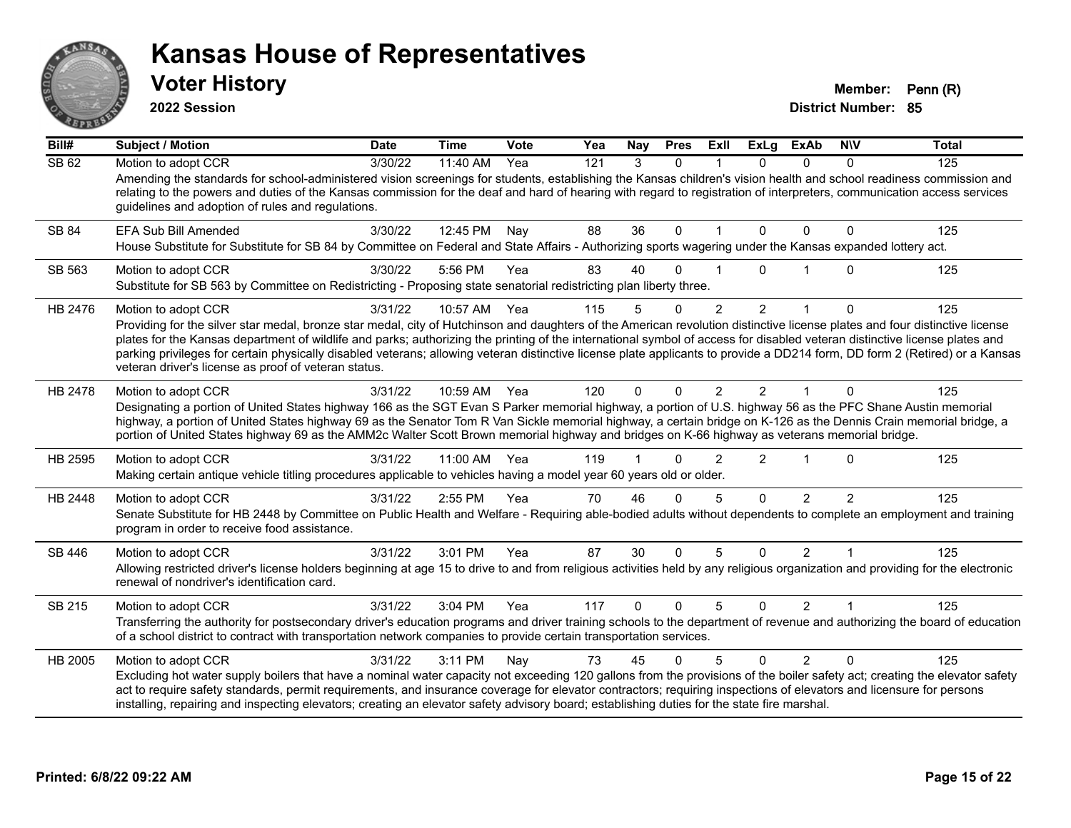# Kansas House of Representatives

## Voter History

**2022 Session**

**Member:** Penn (R)
**District Number:** 85

| Bill# | Subject / Motion | Date | Time | Vote | Yea | Nay | Pres | ExII | ExLg | ExAb | N\V | Total |
|---|---|---|---|---|---|---|---|---|---|---|---|---|
| SB 62 | Motion to adopt CCR | 3/30/22 | 11:40 AM | Yea | 121 | 3 | 0 | 1 | 0 | 0 | 0 | 125 |
| | Amending the standards for school-administered vision screenings for students, establishing the Kansas children's vision health and school readiness commission and relating to the powers and duties of the Kansas commission for the deaf and hard of hearing with regard to registration of interpreters, communication access services guidelines and adoption of rules and regulations. | | | | | | | | | | | |
| SB 84 | EFA Sub Bill Amended | 3/30/22 | 12:45 PM | Nay | 88 | 36 | 0 | 1 | 0 | 0 | 0 | 125 |
| | House Substitute for Substitute for SB 84 by Committee on Federal and State Affairs - Authorizing sports wagering under the Kansas expanded lottery act. | | | | | | | | | | | |
| SB 563 | Motion to adopt CCR | 3/30/22 | 5:56 PM | Yea | 83 | 40 | 0 | 1 | 0 | 1 | 0 | 125 |
| | Substitute for SB 563 by Committee on Redistricting - Proposing state senatorial redistricting plan liberty three. | | | | | | | | | | | |
| HB 2476 | Motion to adopt CCR | 3/31/22 | 10:57 AM | Yea | 115 | 5 | 0 | 2 | 2 | 1 | 0 | 125 |
| | Providing for the silver star medal, bronze star medal, city of Hutchinson and daughters of the American revolution distinctive license plates and four distinctive license plates for the Kansas department of wildlife and parks; authorizing the printing of the international symbol of access for disabled veteran distinctive license plates and parking privileges for certain physically disabled veterans; allowing veteran distinctive license plate applicants to provide a DD214 form, DD form 2 (Retired) or a Kansas veteran driver's license as proof of veteran status. | | | | | | | | | | | |
| HB 2478 | Motion to adopt CCR | 3/31/22 | 10:59 AM | Yea | 120 | 0 | 0 | 2 | 2 | 1 | 0 | 125 |
| | Designating a portion of United States highway 166 as the SGT Evan S Parker memorial highway, a portion of U.S. highway 56 as the PFC Shane Austin memorial highway, a portion of United States highway 69 as the Senator Tom R Van Sickle memorial highway, a certain bridge on K-126 as the Dennis Crain memorial bridge, a portion of United States highway 69 as the AMM2c Walter Scott Brown memorial highway and bridges on K-66 highway as veterans memorial bridge. | | | | | | | | | | | |
| HB 2595 | Motion to adopt CCR | 3/31/22 | 11:00 AM | Yea | 119 | 1 | 0 | 2 | 2 | 1 | 0 | 125 |
| | Making certain antique vehicle titling procedures applicable to vehicles having a model year 60 years old or older. | | | | | | | | | | | |
| HB 2448 | Motion to adopt CCR | 3/31/22 | 2:55 PM | Yea | 70 | 46 | 0 | 5 | 0 | 2 | 2 | 125 |
| | Senate Substitute for HB 2448 by Committee on Public Health and Welfare - Requiring able-bodied adults without dependents to complete an employment and training program in order to receive food assistance. | | | | | | | | | | | |
| SB 446 | Motion to adopt CCR | 3/31/22 | 3:01 PM | Yea | 87 | 30 | 0 | 5 | 0 | 2 | 1 | 125 |
| | Allowing restricted driver's license holders beginning at age 15 to drive to and from religious activities held by any religious organization and providing for the electronic renewal of nondriver's identification card. | | | | | | | | | | | |
| SB 215 | Motion to adopt CCR | 3/31/22 | 3:04 PM | Yea | 117 | 0 | 0 | 5 | 0 | 2 | 1 | 125 |
| | Transferring the authority for postsecondary driver's education programs and driver training schools to the department of revenue and authorizing the board of education of a school district to contract with transportation network companies to provide certain transportation services. | | | | | | | | | | | |
| HB 2005 | Motion to adopt CCR | 3/31/22 | 3:11 PM | Nay | 73 | 45 | 0 | 5 | 0 | 2 | 0 | 125 |
| | Excluding hot water supply boilers that have a nominal water capacity not exceeding 120 gallons from the provisions of the boiler safety act; creating the elevator safety act to require safety standards, permit requirements, and insurance coverage for elevator contractors; requiring inspections of elevators and licensure for persons installing, repairing and inspecting elevators; creating an elevator safety advisory board; establishing duties for the state fire marshal. | | | | | | | | | | | |

**Printed: 6/8/22 09:22 AM**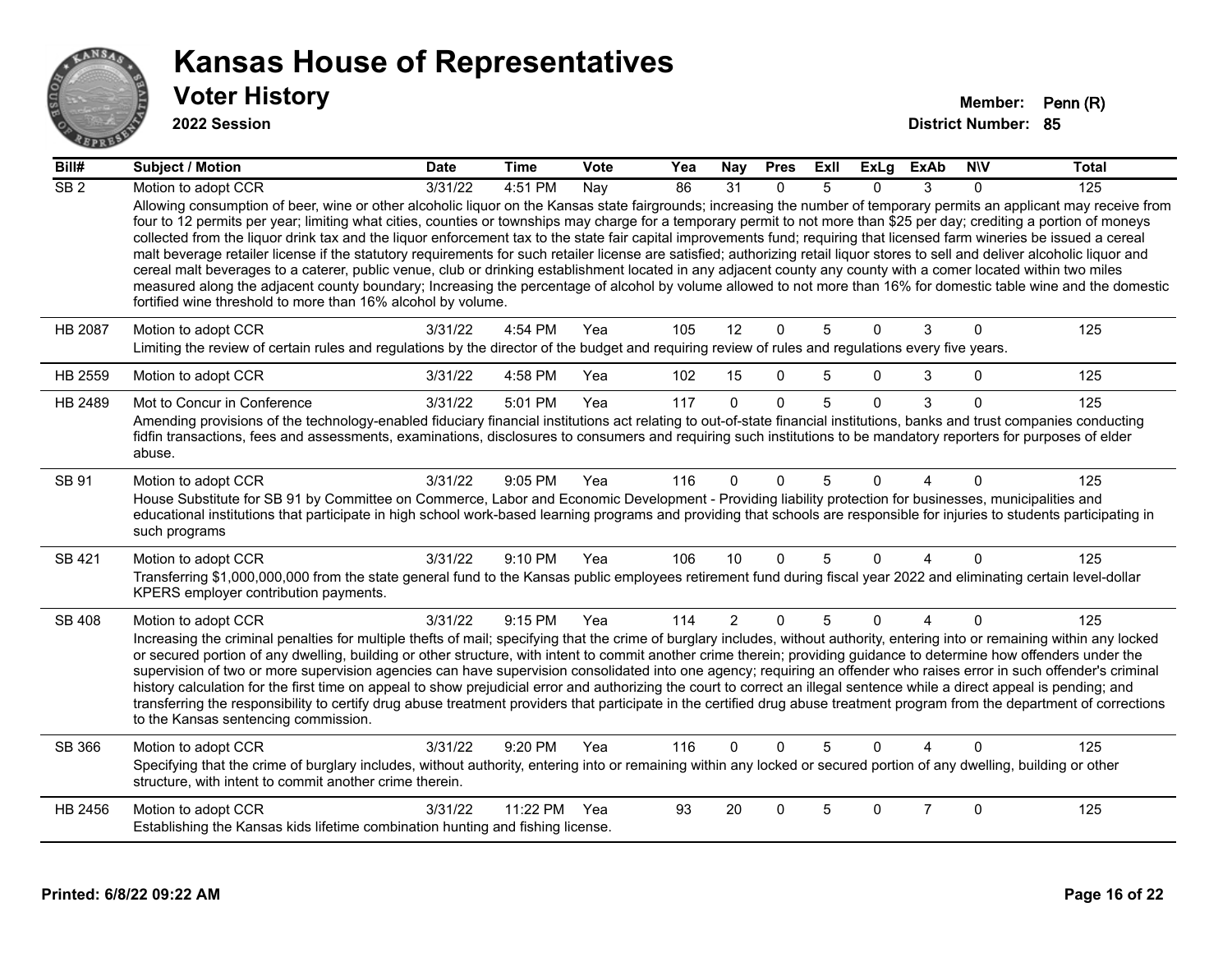# Kansas House of Representatives

## Voter History

**2022 Session**

**Member:** Penn (R)
**District Number:** 85

| Bill# | Subject / Motion | Date | Time | Vote | Yea | Nay | Pres | ExII | ExLg | ExAb | N\V | Total |
|---|---|---|---|---|---|---|---|---|---|---|---|---|
| SB 2 | Motion to adopt CCR | 3/31/22 | 4:51 PM | Nay | 86 | 31 | 0 | 5 | 0 | 3 | 0 | 125 |
| | Allowing consumption of beer, wine or other alcoholic liquor on the Kansas state fairgrounds; increasing the number of temporary permits an applicant may receive from four to 12 permits per year; limiting what cities, counties or townships may charge for a temporary permit to not more than $25 per day; crediting a portion of moneys collected from the liquor drink tax and the liquor enforcement tax to the state fair capital improvements fund; requiring that licensed farm wineries be issued a cereal malt beverage retailer license if the statutory requirements for such retailer license are satisfied; authorizing retail liquor stores to sell and deliver alcoholic liquor and cereal malt beverages to a caterer, public venue, club or drinking establishment located in any adjacent county any county with a comer located within two miles measured along the adjacent county boundary; Increasing the percentage of alcohol by volume allowed to not more than 16% for domestic table wine and the domestic fortified wine threshold to more than 16% alcohol by volume. | | | | | | | | | | | |
| HB 2087 | Motion to adopt CCR | 3/31/22 | 4:54 PM | Yea | 105 | 12 | 0 | 5 | 0 | 3 | 0 | 125 |
| | Limiting the review of certain rules and regulations by the director of the budget and requiring review of rules and regulations every five years. | | | | | | | | | | | |
| HB 2559 | Motion to adopt CCR | 3/31/22 | 4:58 PM | Yea | 102 | 15 | 0 | 5 | 0 | 3 | 0 | 125 |
| HB 2489 | Mot to Concur in Conference | 3/31/22 | 5:01 PM | Yea | 117 | 0 | 0 | 5 | 0 | 3 | 0 | 125 |
| | Amending provisions of the technology-enabled fiduciary financial institutions act relating to out-of-state financial institutions, banks and trust companies conducting fidfin transactions, fees and assessments, examinations, disclosures to consumers and requiring such institutions to be mandatory reporters for purposes of elder abuse. | | | | | | | | | | | |
| SB 91 | Motion to adopt CCR | 3/31/22 | 9:05 PM | Yea | 116 | 0 | 0 | 5 | 0 | 4 | 0 | 125 |
| | House Substitute for SB 91 by Committee on Commerce, Labor and Economic Development - Providing liability protection for businesses, municipalities and educational institutions that participate in high school work-based learning programs and providing that schools are responsible for injuries to students participating in such programs | | | | | | | | | | | |
| SB 421 | Motion to adopt CCR | 3/31/22 | 9:10 PM | Yea | 106 | 10 | 0 | 5 | 0 | 4 | 0 | 125 |
| | Transferring $1,000,000,000 from the state general fund to the Kansas public employees retirement fund during fiscal year 2022 and eliminating certain level-dollar KPERS employer contribution payments. | | | | | | | | | | | |
| SB 408 | Motion to adopt CCR | 3/31/22 | 9:15 PM | Yea | 114 | 2 | 0 | 5 | 0 | 4 | 0 | 125 |
| | Increasing the criminal penalties for multiple thefts of mail; specifying that the crime of burglary includes, without authority, entering into or remaining within any locked or secured portion of any dwelling, building or other structure, with intent to commit another crime therein; providing guidance to determine how offenders under the supervision of two or more supervision agencies can have supervision consolidated into one agency; requiring an offender who raises error in such offender's criminal history calculation for the first time on appeal to show prejudicial error and authorizing the court to correct an illegal sentence while a direct appeal is pending; and transferring the responsibility to certify drug abuse treatment providers that participate in the certified drug abuse treatment program from the department of corrections to the Kansas sentencing commission. | | | | | | | | | | | |
| SB 366 | Motion to adopt CCR | 3/31/22 | 9:20 PM | Yea | 116 | 0 | 0 | 5 | 0 | 4 | 0 | 125 |
| | Specifying that the crime of burglary includes, without authority, entering into or remaining within any locked or secured portion of any dwelling, building or other structure, with intent to commit another crime therein. | | | | | | | | | | | |
| HB 2456 | Motion to adopt CCR | 3/31/22 | 11:22 PM | Yea | 93 | 20 | 0 | 5 | 0 | 7 | 0 | 125 |
| | Establishing the Kansas kids lifetime combination hunting and fishing license. | | | | | | | | | | | |

Printed: 6/8/22 09:22 AM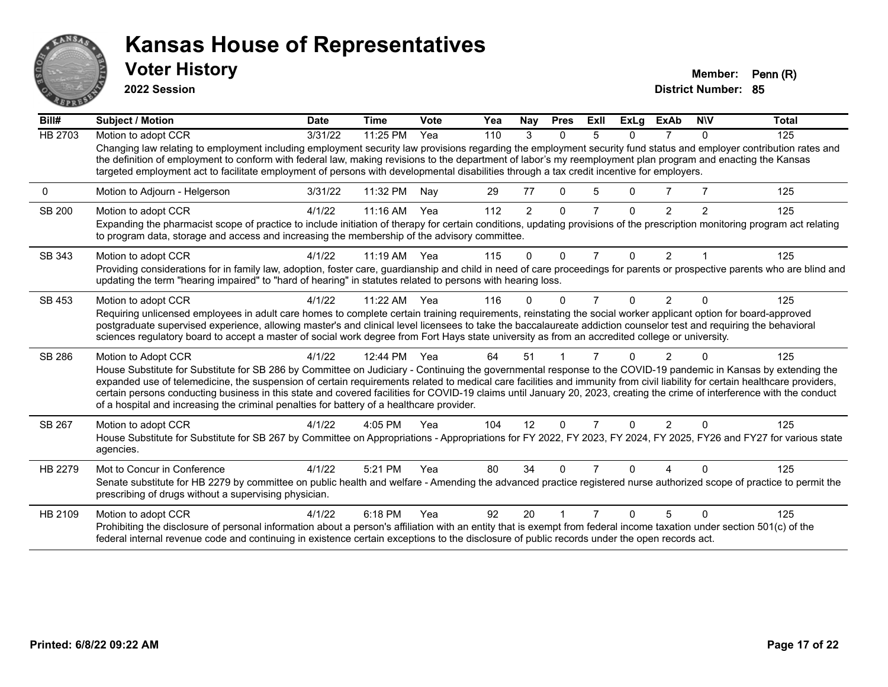# Kansas House of Representatives

## Voter History

**2022 Session**

**Member:** Penn (R)
**District Number:** 85

| Bill# | Subject / Motion | Date | Time | Vote | Yea | Nay | Pres | ExII | ExLg | ExAb | N\V | Total |
|---|---|---|---|---|---|---|---|---|---|---|---|---|
| HB 2703 | Motion to adopt CCR | 3/31/22 | 11:25 PM | Yea | 110 | 3 | 0 | 5 | 0 | 7 | 0 | 125 |
| | Changing law relating to employment including employment security law provisions regarding the employment security fund status and employer contribution rates and the definition of employment to conform with federal law, making revisions to the department of labor's my reemployment plan program and enacting the Kansas targeted employment act to facilitate employment of persons with developmental disabilities through a tax credit incentive for employers. | | | | | | | | | | | |
| 0 | Motion to Adjourn - Helgerson | 3/31/22 | 11:32 PM | Nay | 29 | 77 | 0 | 5 | 0 | 7 | 7 | 125 |
| SB 200 | Motion to adopt CCR | 4/1/22 | 11:16 AM | Yea | 112 | 2 | 0 | 7 | 0 | 2 | 2 | 125 |
| | Expanding the pharmacist scope of practice to include initiation of therapy for certain conditions, updating provisions of the prescription monitoring program act relating to program data, storage and access and increasing the membership of the advisory committee. | | | | | | | | | | | |
| SB 343 | Motion to adopt CCR | 4/1/22 | 11:19 AM | Yea | 115 | 0 | 0 | 7 | 0 | 2 | 1 | 125 |
| | Providing considerations for in family law, adoption, foster care, guardianship and child in need of care proceedings for parents or prospective parents who are blind and updating the term "hearing impaired" to "hard of hearing" in statutes related to persons with hearing loss. | | | | | | | | | | | |
| SB 453 | Motion to adopt CCR | 4/1/22 | 11:22 AM | Yea | 116 | 0 | 0 | 7 | 0 | 2 | 0 | 125 |
| | Requiring unlicensed employees in adult care homes to complete certain training requirements, reinstating the social worker applicant option for board-approved postgraduate supervised experience, allowing master's and clinical level licensees to take the baccalaureate addiction counselor test and requiring the behavioral sciences regulatory board to accept a master of social work degree from Fort Hays state university as from an accredited college or university. | | | | | | | | | | | |
| SB 286 | Motion to Adopt CCR | 4/1/22 | 12:44 PM | Yea | 64 | 51 | 1 | 7 | 0 | 2 | 0 | 125 |
| | House Substitute for Substitute for SB 286 by Committee on Judiciary - Continuing the governmental response to the COVID-19 pandemic in Kansas by extending the expanded use of telemedicine, the suspension of certain requirements related to medical care facilities and immunity from civil liability for certain healthcare providers, certain persons conducting business in this state and covered facilities for COVID-19 claims until January 20, 2023, creating the crime of interference with the conduct of a hospital and increasing the criminal penalties for battery of a healthcare provider. | | | | | | | | | | | |
| SB 267 | Motion to adopt CCR | 4/1/22 | 4:05 PM | Yea | 104 | 12 | 0 | 7 | 0 | 2 | 0 | 125 |
| | House Substitute for Substitute for SB 267 by Committee on Appropriations - Appropriations for FY 2022, FY 2023, FY 2024, FY 2025, FY26 and FY27 for various state agencies. | | | | | | | | | | | |
| HB 2279 | Mot to Concur in Conference | 4/1/22 | 5:21 PM | Yea | 80 | 34 | 0 | 7 | 0 | 4 | 0 | 125 |
| | Senate substitute for HB 2279 by committee on public health and welfare - Amending the advanced practice registered nurse authorized scope of practice to permit the prescribing of drugs without a supervising physician. | | | | | | | | | | | |
| HB 2109 | Motion to adopt CCR | 4/1/22 | 6:18 PM | Yea | 92 | 20 | 1 | 7 | 0 | 5 | 0 | 125 |
| | Prohibiting the disclosure of personal information about a person's affiliation with an entity that is exempt from federal income taxation under section 501(c) of the federal internal revenue code and continuing in existence certain exceptions to the disclosure of public records under the open records act. | | | | | | | | | | | |

**Printed: 6/8/22 09:22 AM**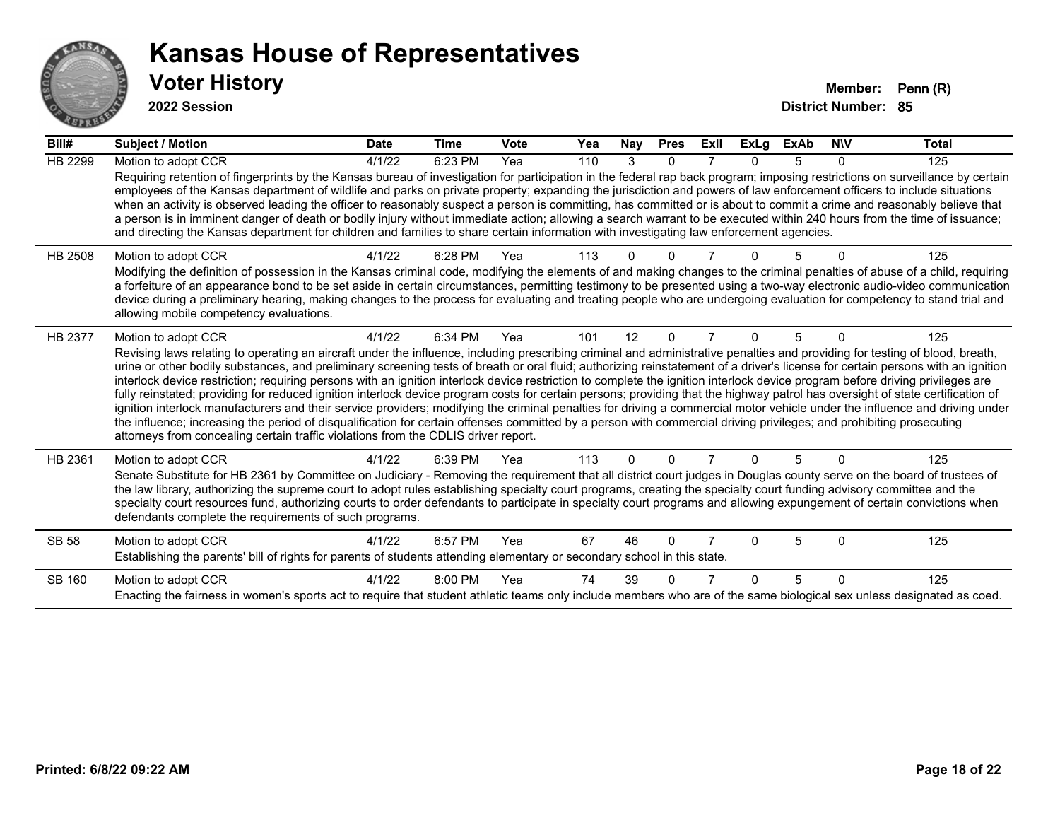# Kansas House of Representatives

## Voter History

**2022 Session**

**Member:** Penn (R)
**District Number:** 85

| Bill# | Subject / Motion | Date | Time | Vote | Yea | Nay | Pres | ExII | ExLg | ExAb | N\V | Total |
|---|---|---|---|---|---|---|---|---|---|---|---|---|
| HB 2299 | Motion to adopt CCR | 4/1/22 | 6:23 PM | Yea | 110 | 3 | 0 | 7 | 0 | 5 | 0 | 125 |
| | Requiring retention of fingerprints by the Kansas bureau of investigation for participation in the federal rap back program; imposing restrictions on surveillance by certain employees of the Kansas department of wildlife and parks on private property; expanding the jurisdiction and powers of law enforcement officers to include situations when an activity is observed leading the officer to reasonably suspect a person is committing, has committed or is about to commit a crime and reasonably believe that a person is in imminent danger of death or bodily injury without immediate action; allowing a search warrant to be executed within 240 hours from the time of issuance; and directing the Kansas department for children and families to share certain information with investigating law enforcement agencies. | | | | | | | | | | | |
| HB 2508 | Motion to adopt CCR | 4/1/22 | 6:28 PM | Yea | 113 | 0 | 0 | 7 | 0 | 5 | 0 | 125 |
| | Modifying the definition of possession in the Kansas criminal code, modifying the elements of and making changes to the criminal penalties of abuse of a child, requiring a forfeiture of an appearance bond to be set aside in certain circumstances, permitting testimony to be presented using a two-way electronic audio-video communication device during a preliminary hearing, making changes to the process for evaluating and treating people who are undergoing evaluation for competency to stand trial and allowing mobile competency evaluations. | | | | | | | | | | | |
| HB 2377 | Motion to adopt CCR | 4/1/22 | 6:34 PM | Yea | 101 | 12 | 0 | 7 | 0 | 5 | 0 | 125 |
| | Revising laws relating to operating an aircraft under the influence, including prescribing criminal and administrative penalties and providing for testing of blood, breath, urine or other bodily substances, and preliminary screening tests of breath or oral fluid; authorizing reinstatement of a driver's license for certain persons with an ignition interlock device restriction; requiring persons with an ignition interlock device restriction to complete the ignition interlock device program before driving privileges are fully reinstated; providing for reduced ignition interlock device program costs for certain persons; providing that the highway patrol has oversight of state certification of ignition interlock manufacturers and their service providers; modifying the criminal penalties for driving a commercial motor vehicle under the influence and driving under the influence; increasing the period of disqualification for certain offenses committed by a person with commercial driving privileges; and prohibiting prosecuting attorneys from concealing certain traffic violations from the CDLIS driver report. | | | | | | | | | | | |
| HB 2361 | Motion to adopt CCR | 4/1/22 | 6:39 PM | Yea | 113 | 0 | 0 | 7 | 0 | 5 | 0 | 125 |
| | Senate Substitute for HB 2361 by Committee on Judiciary - Removing the requirement that all district court judges in Douglas county serve on the board of trustees of the law library, authorizing the supreme court to adopt rules establishing specialty court programs, creating the specialty court funding advisory committee and the specialty court resources fund, authorizing courts to order defendants to participate in specialty court programs and allowing expungement of certain convictions when defendants complete the requirements of such programs. | | | | | | | | | | | |
| SB 58 | Motion to adopt CCR | 4/1/22 | 6:57 PM | Yea | 67 | 46 | 0 | 7 | 0 | 5 | 0 | 125 |
| | Establishing the parents' bill of rights for parents of students attending elementary or secondary school in this state. | | | | | | | | | | | |
| SB 160 | Motion to adopt CCR | 4/1/22 | 8:00 PM | Yea | 74 | 39 | 0 | 7 | 0 | 5 | 0 | 125 |
| | Enacting the fairness in women's sports act to require that student athletic teams only include members who are of the same biological sex unless designated as coed. | | | | | | | | | | | |

**Printed: 6/8/22 09:22 AM**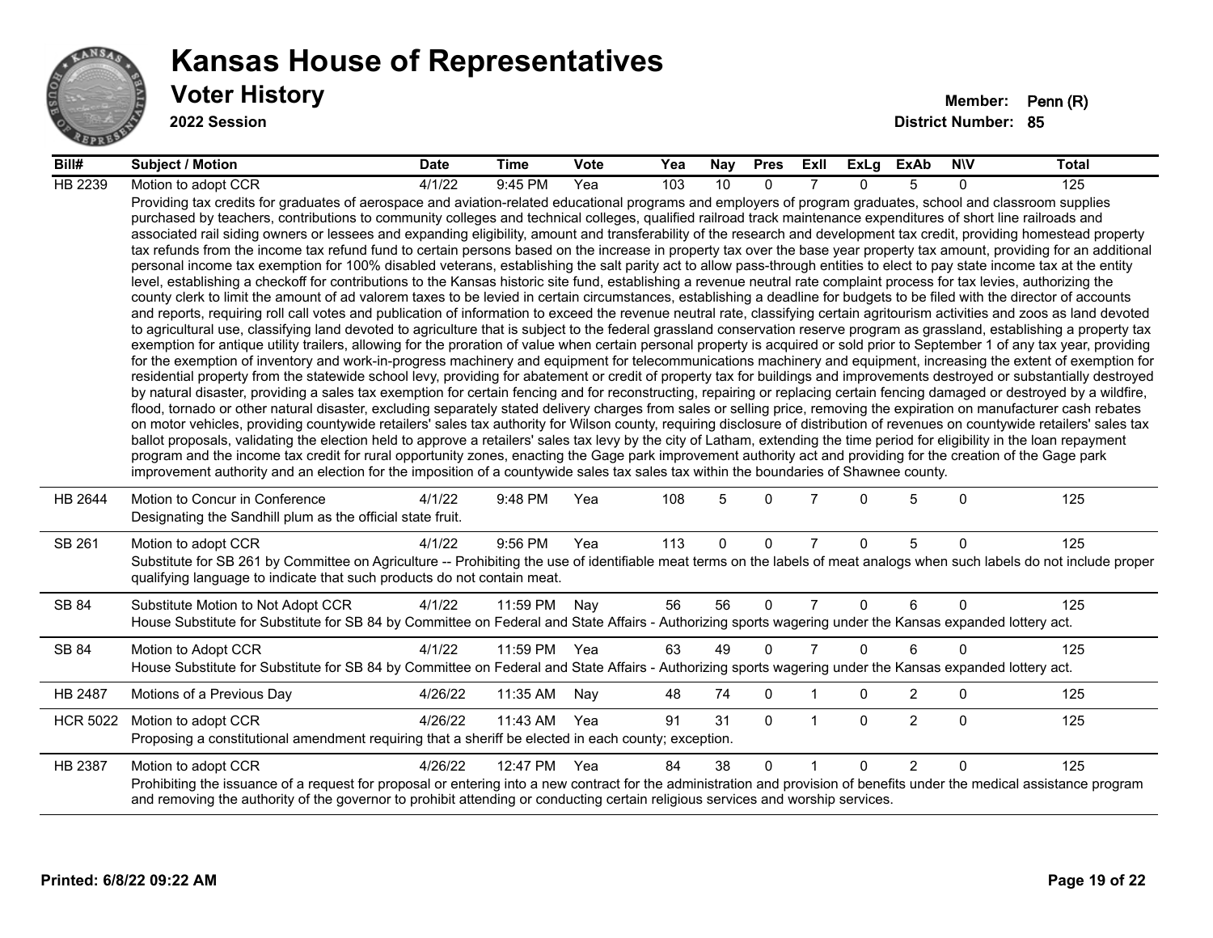# Kansas House of Representatives

## Voter History

**2022 Session**

**Member:** Penn (R)
**District Number:** 85

| Bill# | Subject / Motion | Date | Time | Vote | Yea | Nay | Pres | ExII | ExLg | ExAb | N\V | Total |
|---|---|---|---|---|---|---|---|---|---|---|---|---|
| HB 2239 | Motion to adopt CCR | 4/1/22 | 9:45 PM | Yea | 103 | 10 | 0 | 7 | 0 | 5 | 0 | 125 |
| | Providing tax credits for graduates of aerospace and aviation-related educational programs and employers of program graduates, school and classroom supplies purchased by teachers, contributions to community colleges and technical colleges, qualified railroad track maintenance expenditures of short line railroads and associated rail siding owners or lessees and expanding eligibility, amount and transferability of the research and development tax credit, providing homestead property tax refunds from the income tax refund fund to certain persons based on the increase in property tax over the base year property tax amount, providing for an additional personal income tax exemption for 100% disabled veterans, establishing the salt parity act to allow pass-through entities to elect to pay state income tax at the entity level, establishing a checkoff for contributions to the Kansas historic site fund, establishing a revenue neutral rate complaint process for tax levies, authorizing the county clerk to limit the amount of ad valorem taxes to be levied in certain circumstances, establishing a deadline for budgets to be filed with the director of accounts and reports, requiring roll call votes and publication of information to exceed the revenue neutral rate, classifying certain agritourism activities and zoos as land devoted to agricultural use, classifying land devoted to agriculture that is subject to the federal grassland conservation reserve program as grassland, establishing a property tax exemption for antique utility trailers, allowing for the proration of value when certain personal property is acquired or sold prior to September 1 of any tax year, providing for the exemption of inventory and work-in-progress machinery and equipment for telecommunications machinery and equipment, increasing the extent of exemption for residential property from the statewide school levy, providing for abatement or credit of property tax for buildings and improvements destroyed or substantially destroyed by natural disaster, providing a sales tax exemption for certain fencing and for reconstructing, repairing or replacing certain fencing damaged or destroyed by a wildfire, flood, tornado or other natural disaster, excluding separately stated delivery charges from sales or selling price, removing the expiration on manufacturer cash rebates on motor vehicles, providing countywide retailers' sales tax authority for Wilson county, requiring disclosure of distribution of revenues on countywide retailers' sales tax ballot proposals, validating the election held to approve a retailers' sales tax levy by the city of Latham, extending the time period for eligibility in the loan repayment program and the income tax credit for rural opportunity zones, enacting the Gage park improvement authority act and providing for the creation of the Gage park improvement authority and an election for the imposition of a countywide sales tax sales tax within the boundaries of Shawnee county. | | | | | | | | | | | |
| HB 2644 | Motion to Concur in Conference | 4/1/22 | 9:48 PM | Yea | 108 | 5 | 0 | 7 | 0 | 5 | 0 | 125 |
| | Designating the Sandhill plum as the official state fruit. | | | | | | | | | | | |
| SB 261 | Motion to adopt CCR | 4/1/22 | 9:56 PM | Yea | 113 | 0 | 0 | 7 | 0 | 5 | 0 | 125 |
| | Substitute for SB 261 by Committee on Agriculture -- Prohibiting the use of identifiable meat terms on the labels of meat analogs when such labels do not include proper qualifying language to indicate that such products do not contain meat. | | | | | | | | | | | |
| SB 84 | Substitute Motion to Not Adopt CCR | 4/1/22 | 11:59 PM | Nay | 56 | 56 | 0 | 7 | 0 | 6 | 0 | 125 |
| | House Substitute for Substitute for SB 84 by Committee on Federal and State Affairs - Authorizing sports wagering under the Kansas expanded lottery act. | | | | | | | | | | | |
| SB 84 | Motion to Adopt CCR | 4/1/22 | 11:59 PM | Yea | 63 | 49 | 0 | 7 | 0 | 6 | 0 | 125 |
| | House Substitute for Substitute for SB 84 by Committee on Federal and State Affairs - Authorizing sports wagering under the Kansas expanded lottery act. | | | | | | | | | | | |
| HB 2487 | Motions of a Previous Day | 4/26/22 | 11:35 AM | Nay | 48 | 74 | 0 | 1 | 0 | 2 | 0 | 125 |
| HCR 5022 | Motion to adopt CCR | 4/26/22 | 11:43 AM | Yea | 91 | 31 | 0 | 1 | 0 | 2 | 0 | 125 |
| | Proposing a constitutional amendment requiring that a sheriff be elected in each county; exception. | | | | | | | | | | | |
| HB 2387 | Motion to adopt CCR | 4/26/22 | 12:47 PM | Yea | 84 | 38 | 0 | 1 | 0 | 2 | 0 | 125 |
| | Prohibiting the issuance of a request for proposal or entering into a new contract for the administration and provision of benefits under the medical assistance program and removing the authority of the governor to prohibit attending or conducting certain religious services and worship services. | | | | | | | | | | | |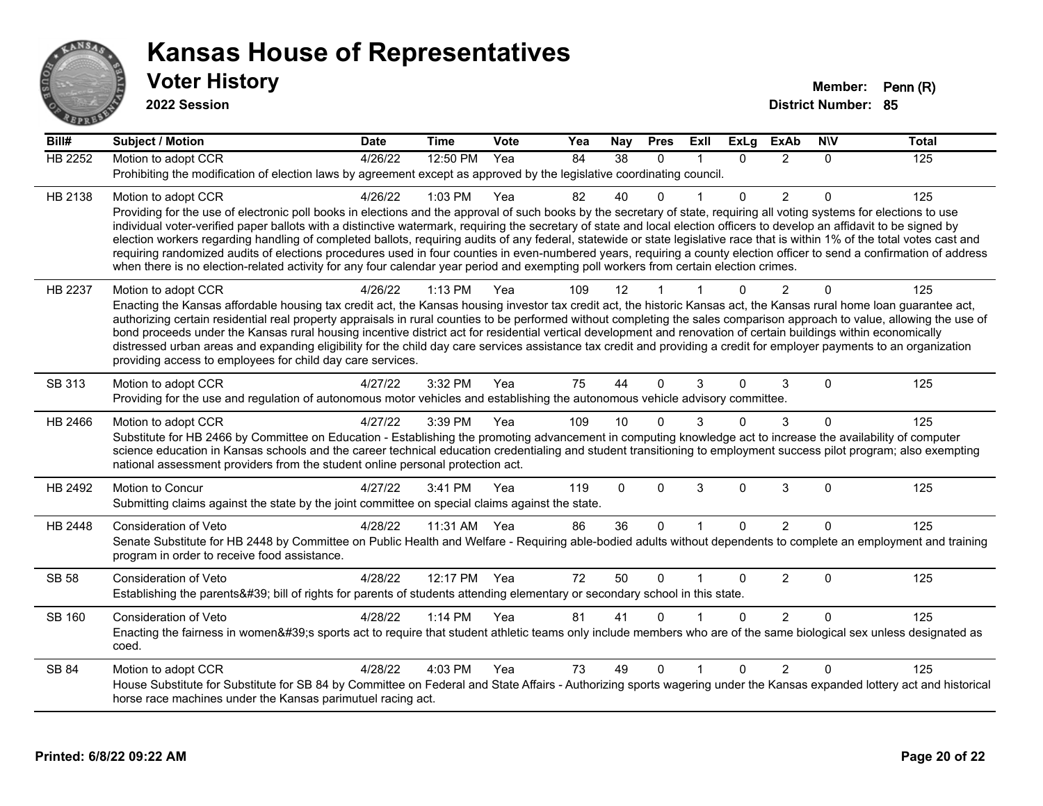# Kansas House of Representatives

## Voter History

**2022 Session**

**Member:** Penn (R)
**District Number:** 85

| Bill# | Subject / Motion | Date | Time | Vote | Yea | Nay | Pres | ExII | ExLg | ExAb | N\V | Total |
|---|---|---|---|---|---|---|---|---|---|---|---|---|
| HB 2252 | Motion to adopt CCR | 4/26/22 | 12:50 PM | Yea | 84 | 38 | 0 | 1 | 0 | 2 | 0 | 125 |
| | Prohibiting the modification of election laws by agreement except as approved by the legislative coordinating council. | | | | | | | | | | | |
| HB 2138 | Motion to adopt CCR | 4/26/22 | 1:03 PM | Yea | 82 | 40 | 0 | 1 | 0 | 2 | 0 | 125 |
| | Providing for the use of electronic poll books in elections and the approval of such books by the secretary of state, requiring all voting systems for elections to use individual voter-verified paper ballots with a distinctive watermark, requiring the secretary of state and local election officers to develop an affidavit to be signed by election workers regarding handling of completed ballots, requiring audits of any federal, statewide or state legislative race that is within 1% of the total votes cast and requiring randomized audits of elections procedures used in four counties in even-numbered years, requiring a county election officer to send a confirmation of address when there is no election-related activity for any four calendar year period and exempting poll workers from certain election crimes. | | | | | | | | | | | |
| HB 2237 | Motion to adopt CCR | 4/26/22 | 1:13 PM | Yea | 109 | 12 | 1 | 1 | 0 | 2 | 0 | 125 |
| | Enacting the Kansas affordable housing tax credit act, the Kansas housing investor tax credit act, the historic Kansas act, the Kansas rural home loan guarantee act, authorizing certain residential real property appraisals in rural counties to be performed without completing the sales comparison approach to value, allowing the use of bond proceeds under the Kansas rural housing incentive district act for residential vertical development and renovation of certain buildings within economically distressed urban areas and expanding eligibility for the child day care services assistance tax credit and providing a credit for employer payments to an organization providing access to employees for child day care services. | | | | | | | | | | | |
| SB 313 | Motion to adopt CCR | 4/27/22 | 3:32 PM | Yea | 75 | 44 | 0 | 3 | 0 | 3 | 0 | 125 |
| | Providing for the use and regulation of autonomous motor vehicles and establishing the autonomous vehicle advisory committee. | | | | | | | | | | | |
| HB 2466 | Motion to adopt CCR | 4/27/22 | 3:39 PM | Yea | 109 | 10 | 0 | 3 | 0 | 3 | 0 | 125 |
| | Substitute for HB 2466 by Committee on Education - Establishing the promoting advancement in computing knowledge act to increase the availability of computer science education in Kansas schools and the career technical education credentialing and student transitioning to employment success pilot program; also exempting national assessment providers from the student online personal protection act. | | | | | | | | | | | |
| HB 2492 | Motion to Concur | 4/27/22 | 3:41 PM | Yea | 119 | 0 | 0 | 3 | 0 | 3 | 0 | 125 |
| | Submitting claims against the state by the joint committee on special claims against the state. | | | | | | | | | | | |
| HB 2448 | Consideration of Veto | 4/28/22 | 11:31 AM | Yea | 86 | 36 | 0 | 1 | 0 | 2 | 0 | 125 |
| | Senate Substitute for HB 2448 by Committee on Public Health and Welfare - Requiring able-bodied adults without dependents to complete an employment and training program in order to receive food assistance. | | | | | | | | | | | |
| SB 58 | Consideration of Veto | 4/28/22 | 12:17 PM | Yea | 72 | 50 | 0 | 1 | 0 | 2 | 0 | 125 |
| | Establishing the parents&#39; bill of rights for parents of students attending elementary or secondary school in this state. | | | | | | | | | | | |
| SB 160 | Consideration of Veto | 4/28/22 | 1:14 PM | Yea | 81 | 41 | 0 | 1 | 0 | 2 | 0 | 125 |
| | Enacting the fairness in women&#39;s sports act to require that student athletic teams only include members who are of the same biological sex unless designated as coed. | | | | | | | | | | | |
| SB 84 | Motion to adopt CCR | 4/28/22 | 4:03 PM | Yea | 73 | 49 | 0 | 1 | 0 | 2 | 0 | 125 |
| | House Substitute for Substitute for SB 84 by Committee on Federal and State Affairs - Authorizing sports wagering under the Kansas expanded lottery act and historical horse race machines under the Kansas parimutuel racing act. | | | | | | | | | | | |

**Printed: 6/8/22 09:22 AM**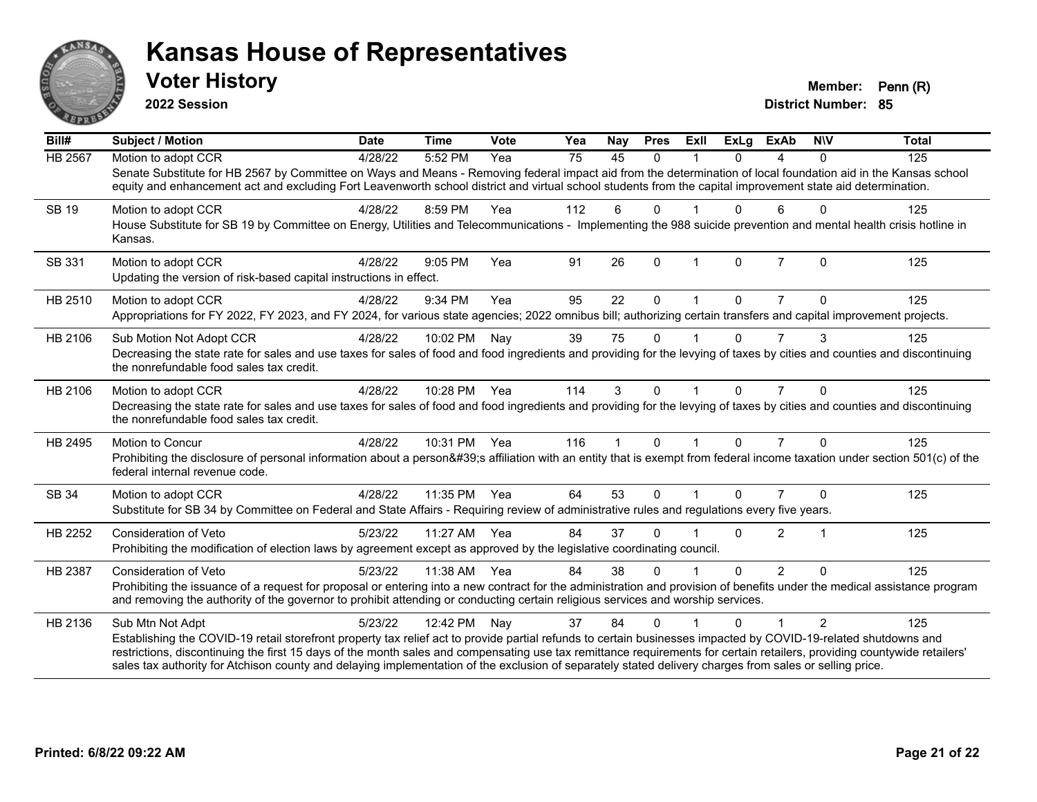# Kansas House of Representatives

## Voter History

**2022 Session**

**Member:** Penn (R)

**District Number:** 85

| Bill# | Subject / Motion | Date | Time | Vote | Yea | Nay | Pres | ExII | ExLg | ExAb | N\V | Total |
|---|---|---|---|---|---|---|---|---|---|---|---|---|
| HB 2567 | Motion to adopt CCR | 4/28/22 | 5:52 PM | Yea | 75 | 45 | 0 | 1 | 0 | 4 | 0 | 125 |
| | Senate Substitute for HB 2567 by Committee on Ways and Means - Removing federal impact aid from the determination of local foundation aid in the Kansas school equity and enhancement act and excluding Fort Leavenworth school district and virtual school students from the capital improvement state aid determination. | | | | | | | | | | | |
| SB 19 | Motion to adopt CCR | 4/28/22 | 8:59 PM | Yea | 112 | 6 | 0 | 1 | 0 | 6 | 0 | 125 |
| | House Substitute for SB 19 by Committee on Energy, Utilities and Telecommunications - Implementing the 988 suicide prevention and mental health crisis hotline in Kansas. | | | | | | | | | | | |
| SB 331 | Motion to adopt CCR | 4/28/22 | 9:05 PM | Yea | 91 | 26 | 0 | 1 | 0 | 7 | 0 | 125 |
| | Updating the version of risk-based capital instructions in effect. | | | | | | | | | | | |
| HB 2510 | Motion to adopt CCR | 4/28/22 | 9:34 PM | Yea | 95 | 22 | 0 | 1 | 0 | 7 | 0 | 125 |
| | Appropriations for FY 2022, FY 2023, and FY 2024, for various state agencies; 2022 omnibus bill; authorizing certain transfers and capital improvement projects. | | | | | | | | | | | |
| HB 2106 | Sub Motion Not Adopt CCR | 4/28/22 | 10:02 PM | Nay | 39 | 75 | 0 | 1 | 0 | 7 | 3 | 125 |
| | Decreasing the state rate for sales and use taxes for sales of food and food ingredients and providing for the levying of taxes by cities and counties and discontinuing the nonrefundable food sales tax credit. | | | | | | | | | | | |
| HB 2106 | Motion to adopt CCR | 4/28/22 | 10:28 PM | Yea | 114 | 3 | 0 | 1 | 0 | 7 | 0 | 125 |
| | Decreasing the state rate for sales and use taxes for sales of food and food ingredients and providing for the levying of taxes by cities and counties and discontinuing the nonrefundable food sales tax credit. | | | | | | | | | | | |
| HB 2495 | Motion to Concur | 4/28/22 | 10:31 PM | Yea | 116 | 1 | 0 | 1 | 0 | 7 | 0 | 125 |
| | Prohibiting the disclosure of personal information about a person&#39;s affiliation with an entity that is exempt from federal income taxation under section 501(c) of the federal internal revenue code. | | | | | | | | | | | |
| SB 34 | Motion to adopt CCR | 4/28/22 | 11:35 PM | Yea | 64 | 53 | 0 | 1 | 0 | 7 | 0 | 125 |
| | Substitute for SB 34 by Committee on Federal and State Affairs - Requiring review of administrative rules and regulations every five years. | | | | | | | | | | | |
| HB 2252 | Consideration of Veto | 5/23/22 | 11:27 AM | Yea | 84 | 37 | 0 | 1 | 0 | 2 | 1 | 125 |
| | Prohibiting the modification of election laws by agreement except as approved by the legislative coordinating council. | | | | | | | | | | | |
| HB 2387 | Consideration of Veto | 5/23/22 | 11:38 AM | Yea | 84 | 38 | 0 | 1 | 0 | 2 | 0 | 125 |
| | Prohibiting the issuance of a request for proposal or entering into a new contract for the administration and provision of benefits under the medical assistance program and removing the authority of the governor to prohibit attending or conducting certain religious services and worship services. | | | | | | | | | | | |
| HB 2136 | Sub Mtn Not Adpt | 5/23/22 | 12:42 PM | Nay | 37 | 84 | 0 | 1 | 0 | 1 | 2 | 125 |
| | Establishing the COVID-19 retail storefront property tax relief act to provide partial refunds to certain businesses impacted by COVID-19-related shutdowns and restrictions, discontinuing the first 15 days of the month sales and compensating use tax remittance requirements for certain retailers, providing countywide retailers' sales tax authority for Atchison county and delaying implementation of the exclusion of separately stated delivery charges from sales or selling price. | | | | | | | | | | | |

**Printed: 6/8/22 09:22 AM**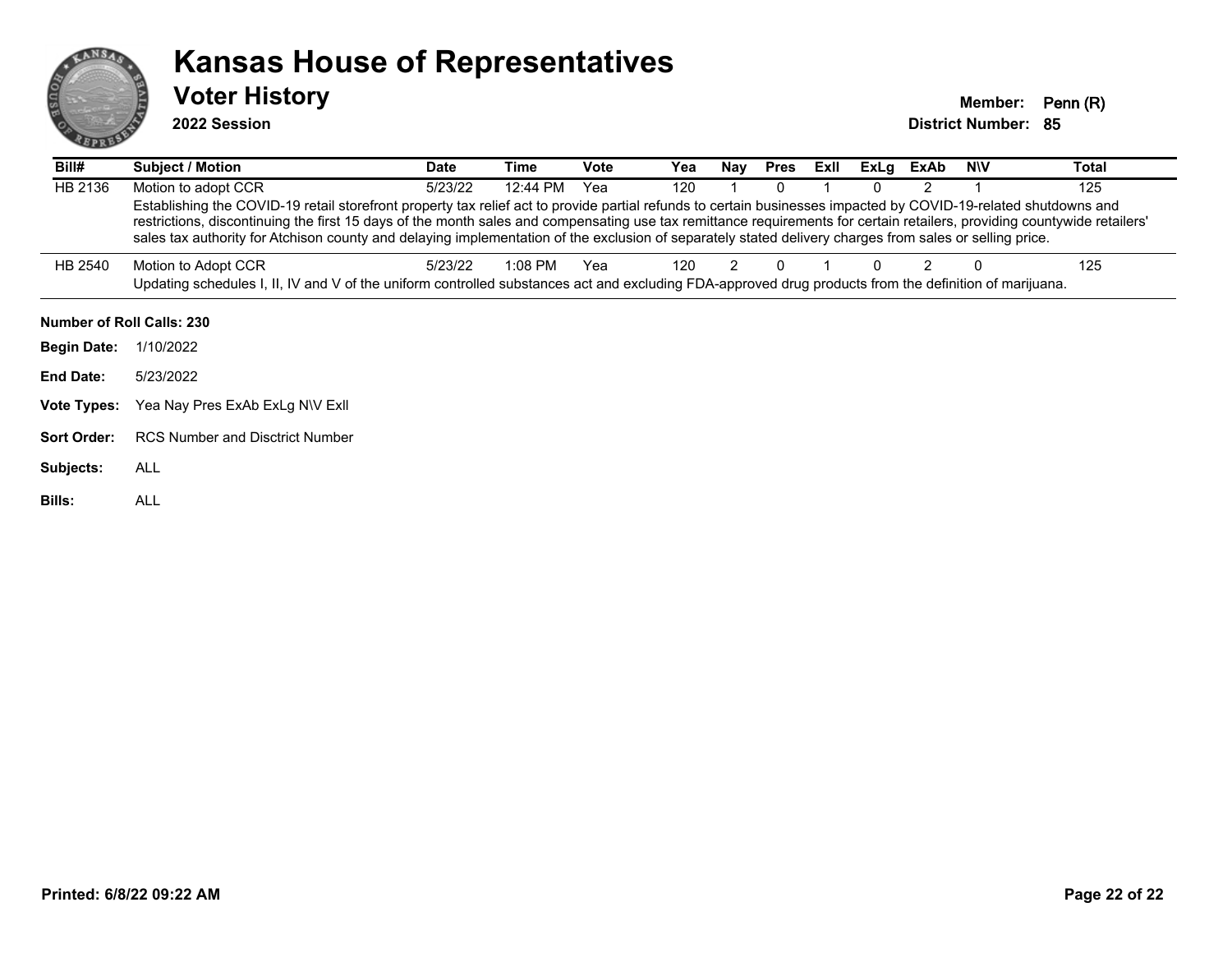# Kansas House of Representatives

## Voter History

**2022 Session**

**Member:** Penn (R)
**District Number:** 85

| Bill# | Subject / Motion | Date | Time | Vote | Yea | Nay | Pres | ExII | ExLg | ExAb | N\V | Total |
|---|---|---|---|---|---|---|---|---|---|---|---|---|
| HB 2136 | Motion to adopt CCR | 5/23/22 | 12:44 PM | Yea | 120 | 1 | 0 | 1 | 0 | 2 | 1 | 125 |
| | Establishing the COVID-19 retail storefront property tax relief act to provide partial refunds to certain businesses impacted by COVID-19-related shutdowns and restrictions, discontinuing the first 15 days of the month sales and compensating use tax remittance requirements for certain retailers, providing countywide retailers' sales tax authority for Atchison county and delaying implementation of the exclusion of separately stated delivery charges from sales or selling price. | | | | | | | | | | | |
| HB 2540 | Motion to Adopt CCR | 5/23/22 | 1:08 PM | Yea | 120 | 2 | 0 | 1 | 0 | 2 | 0 | 125 |
| | Updating schedules I, II, IV and V of the uniform controlled substances act and excluding FDA-approved drug products from the definition of marijuana. | | | | | | | | | | | |

**Number of Roll Calls: 230**

**Begin Date:** 1/10/2022

**End Date:** 5/23/2022

**Vote Types:** Yea Nay Pres ExAb ExLg N\V ExII

**Sort Order:** RCS Number and Disctrict Number

**Subjects:** ALL

**Bills:** ALL

**Printed: 6/8/22 09:22 AM**